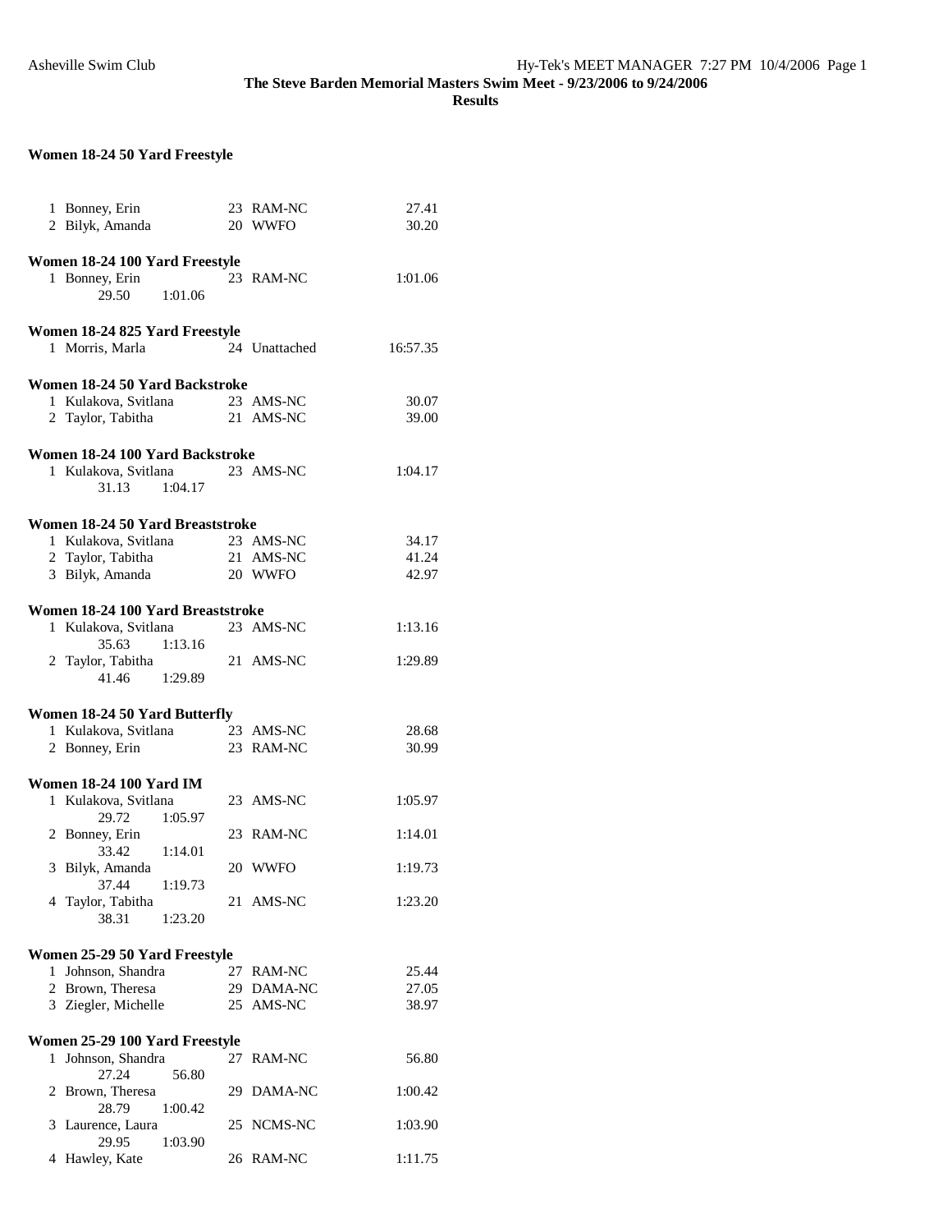# The Steve Barden Memorial Masters Swim Meet - 9/23/2006 to 9/24/2006

## Results

### Women 18-24 50 Yard Freestyle

| Place | Name | Age | Team | Time |
|---|---|---|---|---|
| 1 | Bonney, Erin | 23 | RAM-NC | 27.41 |
| 2 | Bilyk, Amanda | 20 | WWFO | 30.20 |

### Women 18-24 100 Yard Freestyle

| Place | Name | Age | Team | Time |
|---|---|---|---|---|
| 1 | Bonney, Erin | 23 | RAM-NC | 1:01.06 |
| | 29.50 1:01.06 | | | |

### Women 18-24 825 Yard Freestyle

| Place | Name | Age | Team | Time |
|---|---|---|---|---|
| 1 | Morris, Marla | 24 | Unattached | 16:57.35 |

### Women 18-24 50 Yard Backstroke

| Place | Name | Age | Team | Time |
|---|---|---|---|---|
| 1 | Kulakova, Svitlana | 23 | AMS-NC | 30.07 |
| 2 | Taylor, Tabitha | 21 | AMS-NC | 39.00 |

### Women 18-24 100 Yard Backstroke

| Place | Name | Age | Team | Time |
|---|---|---|---|---|
| 1 | Kulakova, Svitlana | 23 | AMS-NC | 1:04.17 |
| | 31.13 1:04.17 | | | |

### Women 18-24 50 Yard Breaststroke

| Place | Name | Age | Team | Time |
|---|---|---|---|---|
| 1 | Kulakova, Svitlana | 23 | AMS-NC | 34.17 |
| 2 | Taylor, Tabitha | 21 | AMS-NC | 41.24 |
| 3 | Bilyk, Amanda | 20 | WWFO | 42.97 |

### Women 18-24 100 Yard Breaststroke

| Place | Name | Age | Team | Time |
|---|---|---|---|---|
| 1 | Kulakova, Svitlana | 23 | AMS-NC | 1:13.16 |
| | 35.63 1:13.16 | | | |
| 2 | Taylor, Tabitha | 21 | AMS-NC | 1:29.89 |
| | 41.46 1:29.89 | | | |

### Women 18-24 50 Yard Butterfly

| Place | Name | Age | Team | Time |
|---|---|---|---|---|
| 1 | Kulakova, Svitlana | 23 | AMS-NC | 28.68 |
| 2 | Bonney, Erin | 23 | RAM-NC | 30.99 |

### Women 18-24 100 Yard IM

| Place | Name | Age | Team | Time |
|---|---|---|---|---|
| 1 | Kulakova, Svitlana | 23 | AMS-NC | 1:05.97 |
| | 29.72 1:05.97 | | | |
| 2 | Bonney, Erin | 23 | RAM-NC | 1:14.01 |
| | 33.42 1:14.01 | | | |
| 3 | Bilyk, Amanda | 20 | WWFO | 1:19.73 |
| | 37.44 1:19.73 | | | |
| 4 | Taylor, Tabitha | 21 | AMS-NC | 1:23.20 |
| | 38.31 1:23.20 | | | |

### Women 25-29 50 Yard Freestyle

| Place | Name | Age | Team | Time |
|---|---|---|---|---|
| 1 | Johnson, Shandra | 27 | RAM-NC | 25.44 |
| 2 | Brown, Theresa | 29 | DAMA-NC | 27.05 |
| 3 | Ziegler, Michelle | 25 | AMS-NC | 38.97 |

### Women 25-29 100 Yard Freestyle

| Place | Name | Age | Team | Time |
|---|---|---|---|---|
| 1 | Johnson, Shandra | 27 | RAM-NC | 56.80 |
| | 27.24 56.80 | | | |
| 2 | Brown, Theresa | 29 | DAMA-NC | 1:00.42 |
| | 28.79 1:00.42 | | | |
| 3 | Laurence, Laura | 25 | NCMS-NC | 1:03.90 |
| | 29.95 1:03.90 | | | |
| 4 | Hawley, Kate | 26 | RAM-NC | 1:11.75 |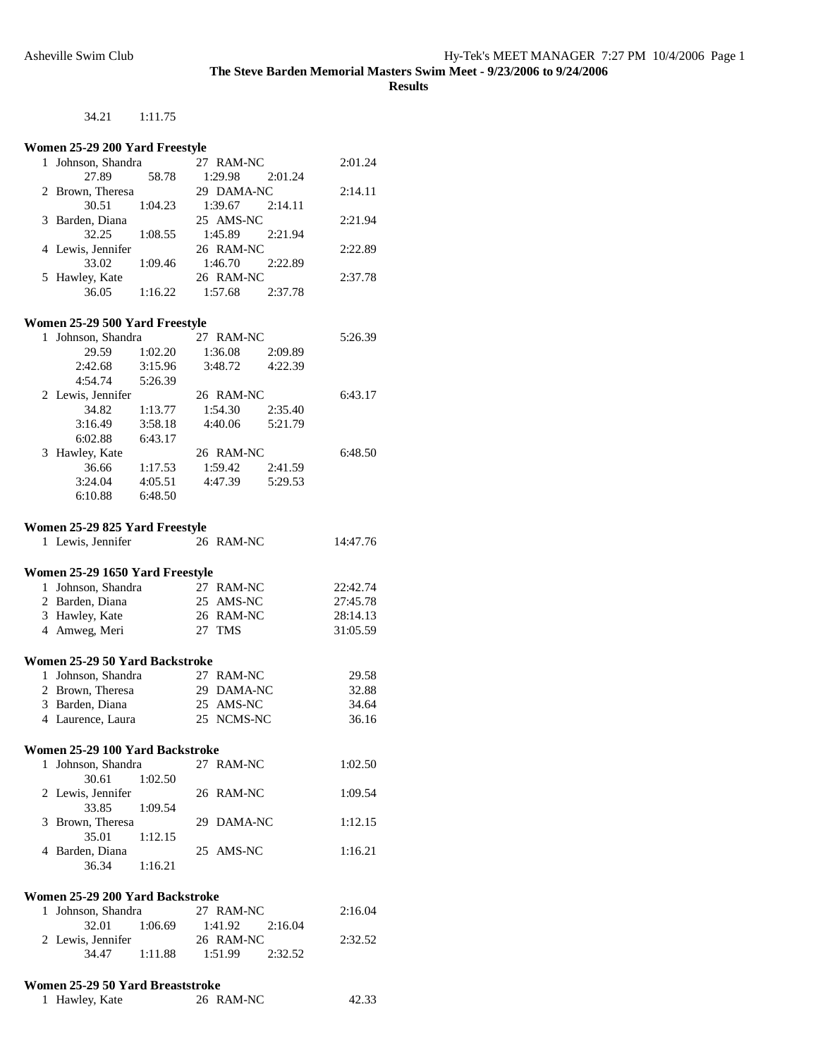34.21 1:11.75

### Women 25-29 200 Yard Freestyle

| Place | Name | Age | Team | Time |
|---|---|---|---|---|
| 1 | Johnson, Shandra | 27 | RAM-NC | 2:01.24 |
| | 27.89 58.78 1:29.98 2:01.24 | | | |
| 2 | Brown, Theresa | 29 | DAMA-NC | 2:14.11 |
| | 30.51 1:04.23 1:39.67 2:14.11 | | | |
| 3 | Barden, Diana | 25 | AMS-NC | 2:21.94 |
| | 32.25 1:08.55 1:45.89 2:21.94 | | | |
| 4 | Lewis, Jennifer | 26 | RAM-NC | 2:22.89 |
| | 33.02 1:09.46 1:46.70 2:22.89 | | | |
| 5 | Hawley, Kate | 26 | RAM-NC | 2:37.78 |
| | 36.05 1:16.22 1:57.68 2:37.78 | | | |

### Women 25-29 500 Yard Freestyle

| Place | Name | Age | Team | Time |
|---|---|---|---|---|
| 1 | Johnson, Shandra | 27 | RAM-NC | 5:26.39 |
| | 29.59 1:02.20 1:36.08 2:09.89 | | | |
| | 2:42.68 3:15.96 3:48.72 4:22.39 | | | |
| | 4:54.74 5:26.39 | | | |
| 2 | Lewis, Jennifer | 26 | RAM-NC | 6:43.17 |
| | 34.82 1:13.77 1:54.30 2:35.40 | | | |
| | 3:16.49 3:58.18 4:40.06 5:21.79 | | | |
| | 6:02.88 6:43.17 | | | |
| 3 | Hawley, Kate | 26 | RAM-NC | 6:48.50 |
| | 36.66 1:17.53 1:59.42 2:41.59 | | | |
| | 3:24.04 4:05.51 4:47.39 5:29.53 | | | |
| | 6:10.88 6:48.50 | | | |

### Women 25-29 825 Yard Freestyle

| Place | Name | Age | Team | Time |
|---|---|---|---|---|
| 1 | Lewis, Jennifer | 26 | RAM-NC | 14:47.76 |

### Women 25-29 1650 Yard Freestyle

| Place | Name | Age | Team | Time |
|---|---|---|---|---|
| 1 | Johnson, Shandra | 27 | RAM-NC | 22:42.74 |
| 2 | Barden, Diana | 25 | AMS-NC | 27:45.78 |
| 3 | Hawley, Kate | 26 | RAM-NC | 28:14.13 |
| 4 | Amweg, Meri | 27 | TMS | 31:05.59 |

### Women 25-29 50 Yard Backstroke

| Place | Name | Age | Team | Time |
|---|---|---|---|---|
| 1 | Johnson, Shandra | 27 | RAM-NC | 29.58 |
| 2 | Brown, Theresa | 29 | DAMA-NC | 32.88 |
| 3 | Barden, Diana | 25 | AMS-NC | 34.64 |
| 4 | Laurence, Laura | 25 | NCMS-NC | 36.16 |

### Women 25-29 100 Yard Backstroke

| Place | Name | Age | Team | Time |
|---|---|---|---|---|
| 1 | Johnson, Shandra | 27 | RAM-NC | 1:02.50 |
| | 30.61 1:02.50 | | | |
| 2 | Lewis, Jennifer | 26 | RAM-NC | 1:09.54 |
| | 33.85 1:09.54 | | | |
| 3 | Brown, Theresa | 29 | DAMA-NC | 1:12.15 |
| | 35.01 1:12.15 | | | |
| 4 | Barden, Diana | 25 | AMS-NC | 1:16.21 |
| | 36.34 1:16.21 | | | |

### Women 25-29 200 Yard Backstroke

| Place | Name | Age | Team | Time |
|---|---|---|---|---|
| 1 | Johnson, Shandra | 27 | RAM-NC | 2:16.04 |
| | 32.01 1:06.69 1:41.92 2:16.04 | | | |
| 2 | Lewis, Jennifer | 26 | RAM-NC | 2:32.52 |
| | 34.47 1:11.88 1:51.99 2:32.52 | | | |

### Women 25-29 50 Yard Breaststroke

| Place | Name | Age | Team | Time |
|---|---|---|---|---|
| 1 | Hawley, Kate | 26 | RAM-NC | 42.33 |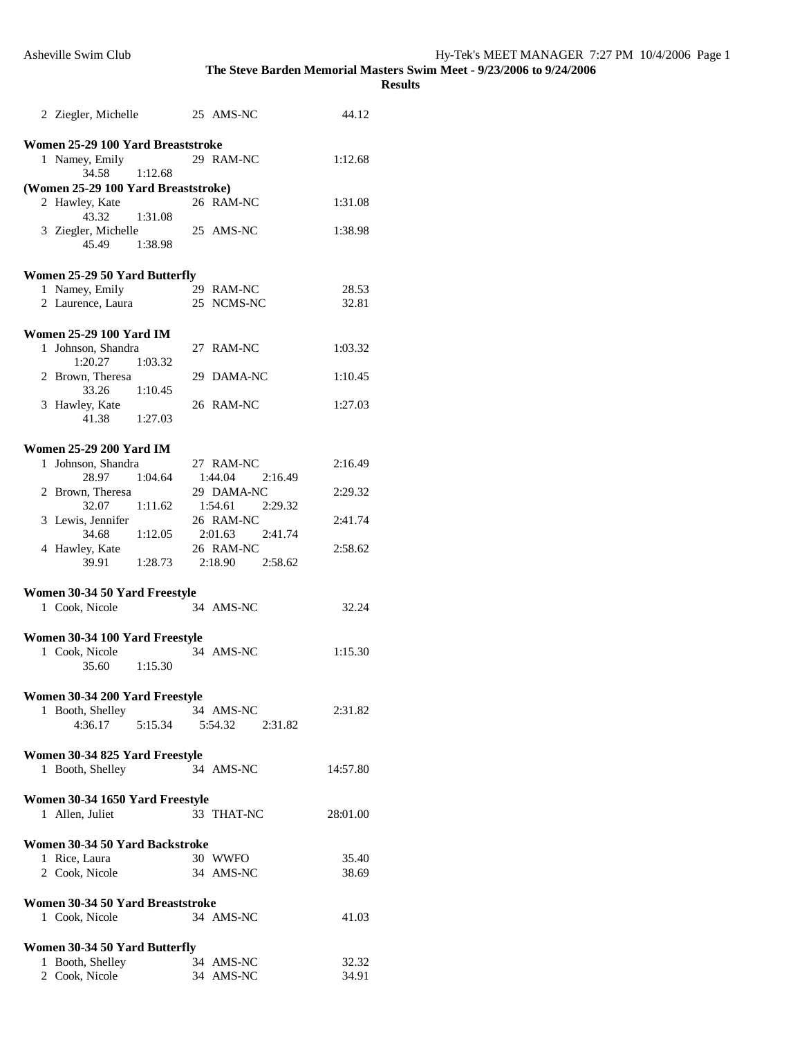**The Steve Barden Memorial Masters Swim Meet - 9/23/2006 to 9/24/2006**

**Results**

```
  2 Ziegler, Michelle          25  AMS-NC                  44.12
```

**Women 25-29 100 Yard Breaststroke**

```
  1 Namey, Emily               29  RAM-NC                1:12.68
        34.58      1:12.68
```

**(Women 25-29 100 Yard Breaststroke)**

```
  2 Hawley, Kate               26  RAM-NC                1:31.08
        43.32      1:31.08
  3 Ziegler, Michelle          25  AMS-NC                1:38.98
        45.49      1:38.98
```

**Women 25-29 50 Yard Butterfly**

```
  1 Namey, Emily               29  RAM-NC                  28.53
  2 Laurence, Laura            25  NCMS-NC                 32.81
```

**Women 25-29 100 Yard IM**

```
  1 Johnson, Shandra           27  RAM-NC                1:03.32
      1:20.27      1:03.32
  2 Brown, Theresa             29  DAMA-NC               1:10.45
        33.26      1:10.45
  3 Hawley, Kate               26  RAM-NC                1:27.03
        41.38      1:27.03
```

**Women 25-29 200 Yard IM**

```
  1 Johnson, Shandra           27  RAM-NC                2:16.49
        28.97      1:04.64    1:44.04     2:16.49
  2 Brown, Theresa             29  DAMA-NC               2:29.32
        32.07      1:11.62    1:54.61     2:29.32
  3 Lewis, Jennifer            26  RAM-NC                2:41.74
        34.68      1:12.05    2:01.63     2:41.74
  4 Hawley, Kate               26  RAM-NC                2:58.62
        39.91      1:28.73    2:18.90     2:58.62
```

**Women 30-34 50 Yard Freestyle**

```
  1 Cook, Nicole               34  AMS-NC                  32.24
```

**Women 30-34 100 Yard Freestyle**

```
  1 Cook, Nicole               34  AMS-NC                1:15.30
        35.60      1:15.30
```

**Women 30-34 200 Yard Freestyle**

```
  1 Booth, Shelley             34  AMS-NC                2:31.82
      4:36.17      5:15.34    5:54.32     2:31.82
```

**Women 30-34 825 Yard Freestyle**

```
  1 Booth, Shelley             34  AMS-NC               14:57.80
```

**Women 30-34 1650 Yard Freestyle**

```
  1 Allen, Juliet              33  THAT-NC              28:01.00
```

**Women 30-34 50 Yard Backstroke**

```
  1 Rice, Laura                30  WWFO                    35.40
  2 Cook, Nicole               34  AMS-NC                  38.69
```

**Women 30-34 50 Yard Breaststroke**

```
  1 Cook, Nicole               34  AMS-NC                  41.03
```

**Women 30-34 50 Yard Butterfly**

```
  1 Booth, Shelley             34  AMS-NC                  32.32
  2 Cook, Nicole               34  AMS-NC                  34.91
```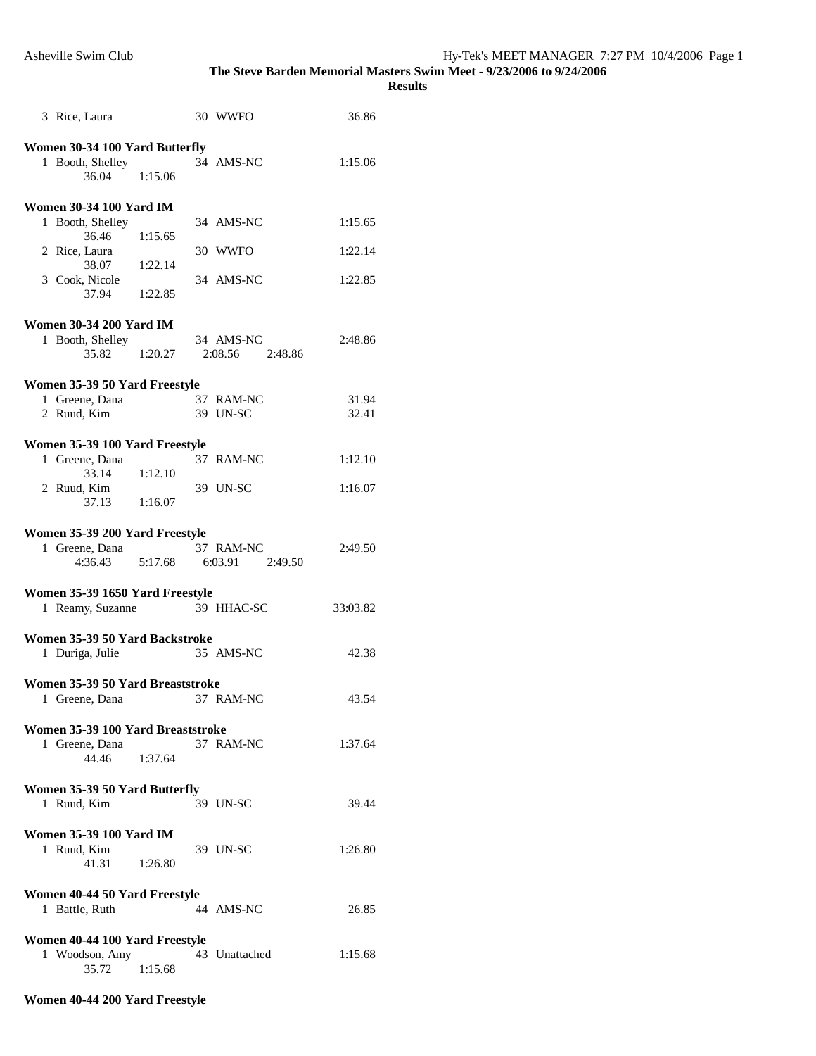The Steve Barden Memorial Masters Swim Meet - 9/23/2006 to 9/24/2006

**Results**

```
  3 Rice, Laura                  30 WWFO                  36.86

Women 30-34 100 Yard Butterfly
  1 Booth, Shelley               34 AMS-NC              1:15.06
         36.04      1:15.06

Women 30-34 100 Yard IM
  1 Booth, Shelley               34 AMS-NC              1:15.65
         36.46      1:15.65
  2 Rice, Laura                  30 WWFO                1:22.14
         38.07      1:22.14
  3 Cook, Nicole                 34 AMS-NC              1:22.85
         37.94      1:22.85

Women 30-34 200 Yard IM
  1 Booth, Shelley               34 AMS-NC              2:48.86
         35.82      1:20.27      2:08.56      2:48.86

Women 35-39 50 Yard Freestyle
  1 Greene, Dana                 37 RAM-NC                31.94
  2 Ruud, Kim                    39 UN-SC                 32.41

Women 35-39 100 Yard Freestyle
  1 Greene, Dana                 37 RAM-NC              1:12.10
         33.14      1:12.10
  2 Ruud, Kim                    39 UN-SC               1:16.07
         37.13      1:16.07

Women 35-39 200 Yard Freestyle
  1 Greene, Dana                 37 RAM-NC              2:49.50
       4:36.43      5:17.68      6:03.91      2:49.50

Women 35-39 1650 Yard Freestyle
  1 Reamy, Suzanne               39 HHAC-SC            33:03.82

Women 35-39 50 Yard Backstroke
  1 Duriga, Julie                35 AMS-NC                42.38

Women 35-39 50 Yard Breaststroke
  1 Greene, Dana                 37 RAM-NC                43.54

Women 35-39 100 Yard Breaststroke
  1 Greene, Dana                 37 RAM-NC              1:37.64
         44.46      1:37.64

Women 35-39 50 Yard Butterfly
  1 Ruud, Kim                    39 UN-SC                 39.44

Women 35-39 100 Yard IM
  1 Ruud, Kim                    39 UN-SC               1:26.80
         41.31      1:26.80

Women 40-44 50 Yard Freestyle
  1 Battle, Ruth                 44 AMS-NC                26.85

Women 40-44 100 Yard Freestyle
  1 Woodson, Amy                 43 Unattached          1:15.68
         35.72      1:15.68

Women 40-44 200 Yard Freestyle
```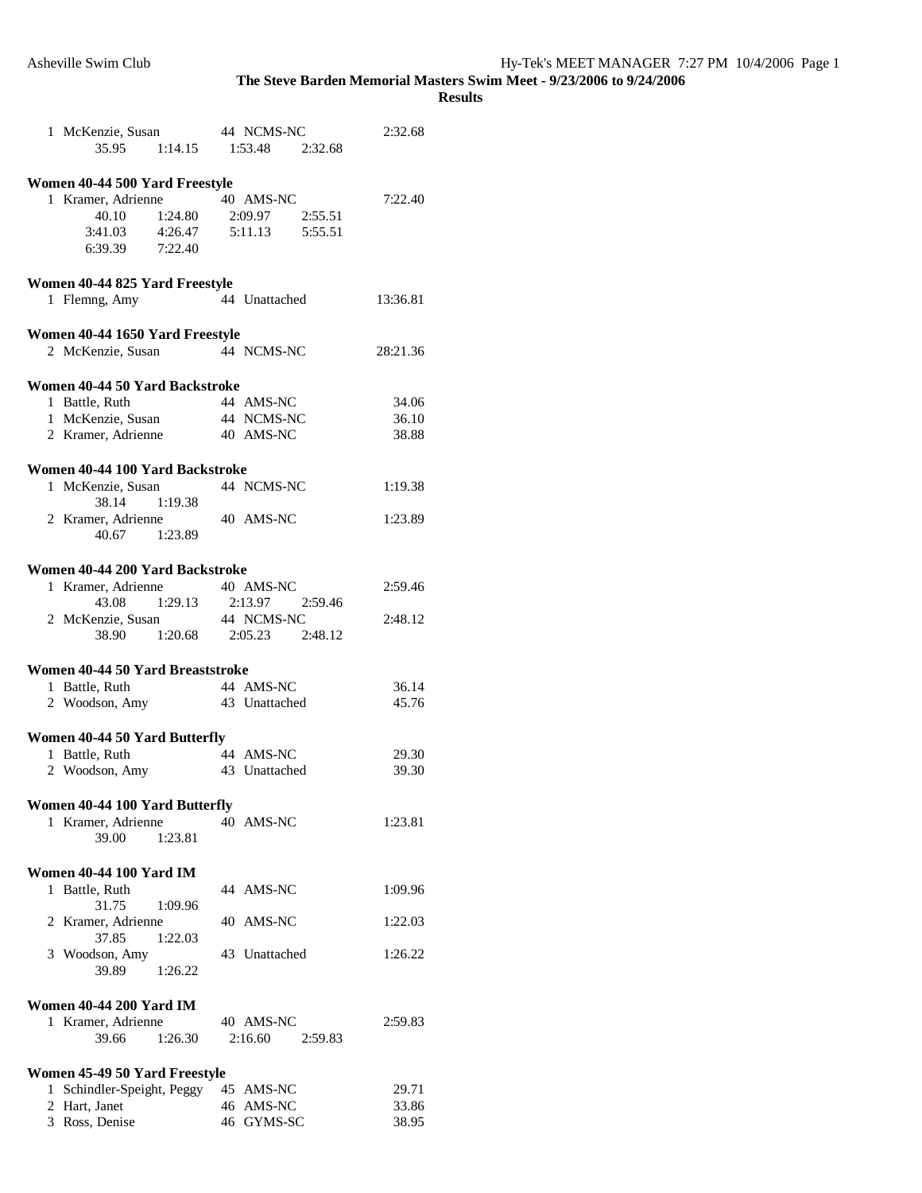**The Steve Barden Memorial Masters Swim Meet - 9/23/2006 to 9/24/2006**

**Results**

```
  1 McKenzie, Susan             44  NCMS-NC              2:32.68
        35.95      1:14.15      1:53.48      2:32.68
```

### Women 40-44 500 Yard Freestyle

```
  1 Kramer, Adrienne            40  AMS-NC               7:22.40
        40.10      1:24.80      2:09.97      2:55.51
      3:41.03      4:26.47      5:11.13      5:55.51
      6:39.39      7:22.40
```

### Women 40-44 825 Yard Freestyle

```
  1 Flemng, Amy                 44  Unattached          13:36.81
```

### Women 40-44 1650 Yard Freestyle

```
  2 McKenzie, Susan             44  NCMS-NC             28:21.36
```

### Women 40-44 50 Yard Backstroke

```
  1 Battle, Ruth                44  AMS-NC                 34.06
  1 McKenzie, Susan             44  NCMS-NC                36.10
  2 Kramer, Adrienne            40  AMS-NC                 38.88
```

### Women 40-44 100 Yard Backstroke

```
  1 McKenzie, Susan             44  NCMS-NC              1:19.38
        38.14      1:19.38
  2 Kramer, Adrienne            40  AMS-NC               1:23.89
        40.67      1:23.89
```

### Women 40-44 200 Yard Backstroke

```
  1 Kramer, Adrienne            40  AMS-NC               2:59.46
        43.08      1:29.13      2:13.97      2:59.46
  2 McKenzie, Susan             44  NCMS-NC              2:48.12
        38.90      1:20.68      2:05.23      2:48.12
```

### Women 40-44 50 Yard Breaststroke

```
  1 Battle, Ruth                44  AMS-NC                 36.14
  2 Woodson, Amy                43  Unattached             45.76
```

### Women 40-44 50 Yard Butterfly

```
  1 Battle, Ruth                44  AMS-NC                 29.30
  2 Woodson, Amy                43  Unattached             39.30
```

### Women 40-44 100 Yard Butterfly

```
  1 Kramer, Adrienne            40  AMS-NC               1:23.81
        39.00      1:23.81
```

### Women 40-44 100 Yard IM

```
  1 Battle, Ruth                44  AMS-NC               1:09.96
        31.75      1:09.96
  2 Kramer, Adrienne            40  AMS-NC               1:22.03
        37.85      1:22.03
  3 Woodson, Amy                43  Unattached           1:26.22
        39.89      1:26.22
```

### Women 40-44 200 Yard IM

```
  1 Kramer, Adrienne            40  AMS-NC               2:59.83
        39.66      1:26.30      2:16.60      2:59.83
```

### Women 45-49 50 Yard Freestyle

```
  1 Schindler-Speight, Peggy    45  AMS-NC                 29.71
  2 Hart, Janet                 46  AMS-NC                 33.86
  3 Ross, Denise                46  GYMS-SC                38.95
```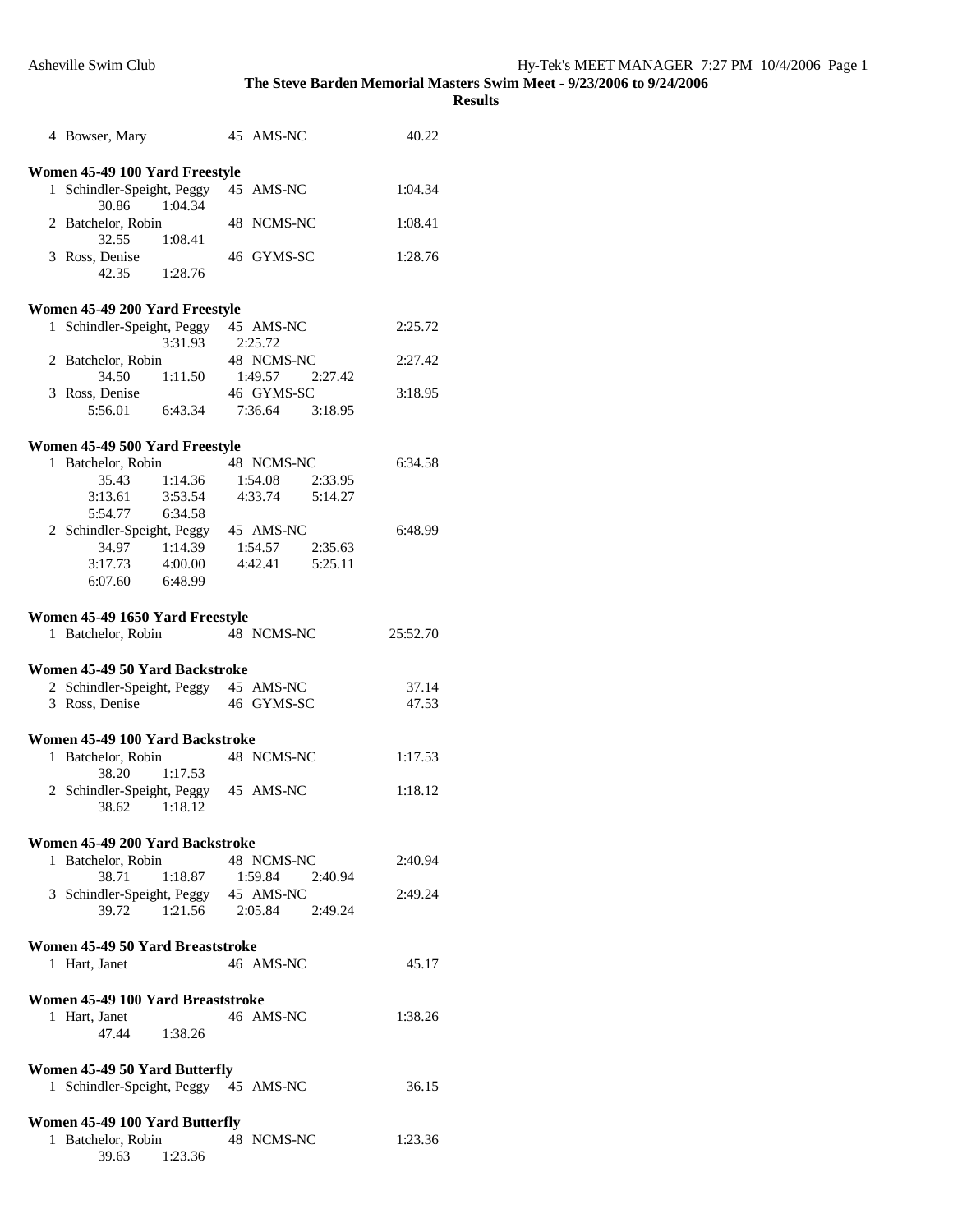## The Steve Barden Memorial Masters Swim Meet - 9/23/2006 to 9/24/2006

### Results

| Place | Name | Age | Team | Time |
|---|---|---|---|---|
| 4 | Bowser, Mary | 45 | AMS-NC | 40.22 |

**Women 45-49 100 Yard Freestyle**

| Place | Name | Age | Team | Time |
|---|---|---|---|---|
| 1 | Schindler-Speight, Peggy | 45 | AMS-NC | 1:04.34 |
| | 30.86  1:04.34 | | | |
| 2 | Batchelor, Robin | 48 | NCMS-NC | 1:08.41 |
| | 32.55  1:08.41 | | | |
| 3 | Ross, Denise | 46 | GYMS-SC | 1:28.76 |
| | 42.35  1:28.76 | | | |

**Women 45-49 200 Yard Freestyle**

| Place | Name | Age | Team | Time |
|---|---|---|---|---|
| 1 | Schindler-Speight, Peggy | 45 | AMS-NC | 2:25.72 |
| | 3:31.93  2:25.72 | | | |
| 2 | Batchelor, Robin | 48 | NCMS-NC | 2:27.42 |
| | 34.50  1:11.50  1:49.57  2:27.42 | | | |
| 3 | Ross, Denise | 46 | GYMS-SC | 3:18.95 |
| | 5:56.01  6:43.34  7:36.64  3:18.95 | | | |

**Women 45-49 500 Yard Freestyle**

| Place | Name | Age | Team | Time |
|---|---|---|---|---|
| 1 | Batchelor, Robin | 48 | NCMS-NC | 6:34.58 |
| | 35.43  1:14.36  1:54.08  2:33.95 | | | |
| | 3:13.61  3:53.54  4:33.74  5:14.27 | | | |
| | 5:54.77  6:34.58 | | | |
| 2 | Schindler-Speight, Peggy | 45 | AMS-NC | 6:48.99 |
| | 34.97  1:14.39  1:54.57  2:35.63 | | | |
| | 3:17.73  4:00.00  4:42.41  5:25.11 | | | |
| | 6:07.60  6:48.99 | | | |

**Women 45-49 1650 Yard Freestyle**

| Place | Name | Age | Team | Time |
|---|---|---|---|---|
| 1 | Batchelor, Robin | 48 | NCMS-NC | 25:52.70 |

**Women 45-49 50 Yard Backstroke**

| Place | Name | Age | Team | Time |
|---|---|---|---|---|
| 2 | Schindler-Speight, Peggy | 45 | AMS-NC | 37.14 |
| 3 | Ross, Denise | 46 | GYMS-SC | 47.53 |

**Women 45-49 100 Yard Backstroke**

| Place | Name | Age | Team | Time |
|---|---|---|---|---|
| 1 | Batchelor, Robin | 48 | NCMS-NC | 1:17.53 |
| | 38.20  1:17.53 | | | |
| 2 | Schindler-Speight, Peggy | 45 | AMS-NC | 1:18.12 |
| | 38.62  1:18.12 | | | |

**Women 45-49 200 Yard Backstroke**

| Place | Name | Age | Team | Time |
|---|---|---|---|---|
| 1 | Batchelor, Robin | 48 | NCMS-NC | 2:40.94 |
| | 38.71  1:18.87  1:59.84  2:40.94 | | | |
| 3 | Schindler-Speight, Peggy | 45 | AMS-NC | 2:49.24 |
| | 39.72  1:21.56  2:05.84  2:49.24 | | | |

**Women 45-49 50 Yard Breaststroke**

| Place | Name | Age | Team | Time |
|---|---|---|---|---|
| 1 | Hart, Janet | 46 | AMS-NC | 45.17 |

**Women 45-49 100 Yard Breaststroke**

| Place | Name | Age | Team | Time |
|---|---|---|---|---|
| 1 | Hart, Janet | 46 | AMS-NC | 1:38.26 |
| | 47.44  1:38.26 | | | |

**Women 45-49 50 Yard Butterfly**

| Place | Name | Age | Team | Time |
|---|---|---|---|---|
| 1 | Schindler-Speight, Peggy | 45 | AMS-NC | 36.15 |

**Women 45-49 100 Yard Butterfly**

| Place | Name | Age | Team | Time |
|---|---|---|---|---|
| 1 | Batchelor, Robin | 48 | NCMS-NC | 1:23.36 |
| | 39.63  1:23.36 | | | |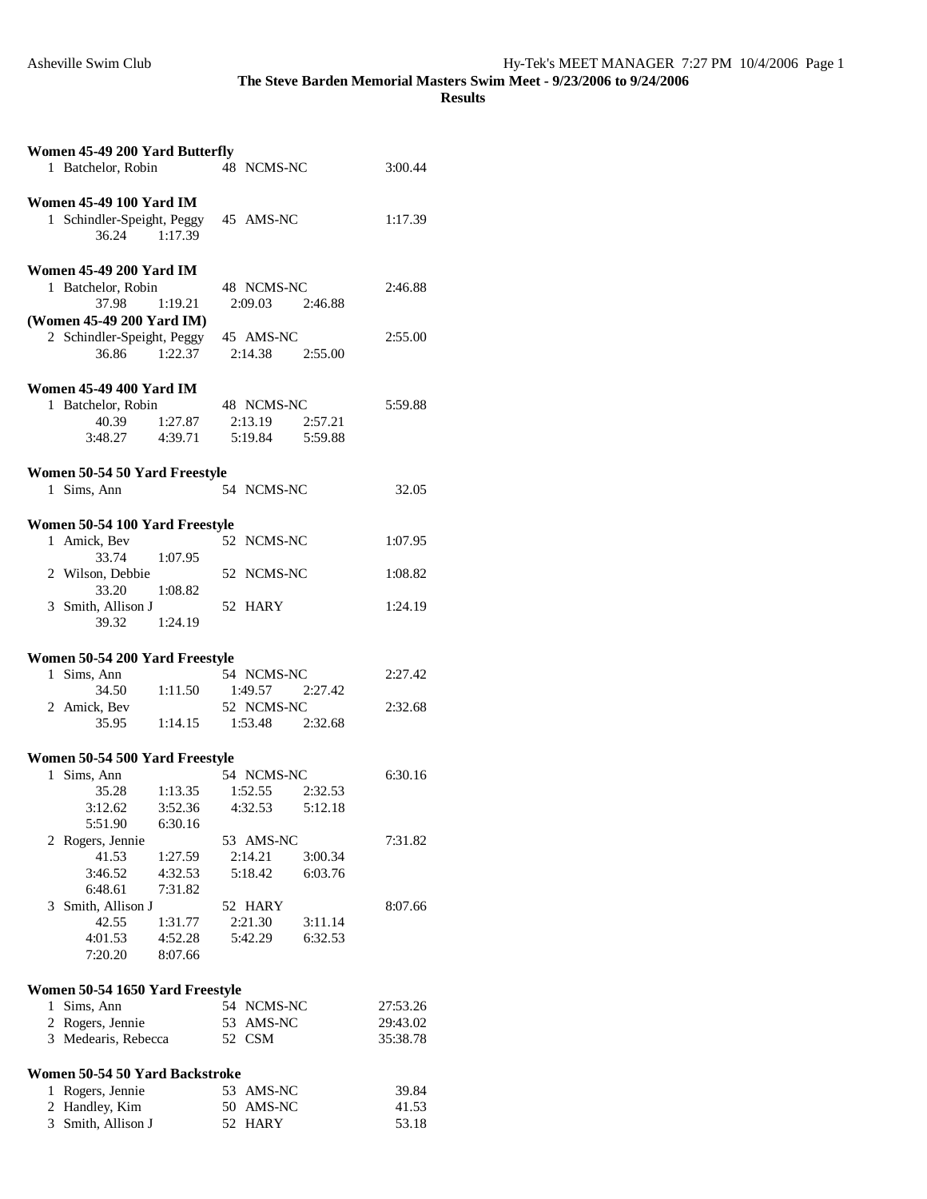**The Steve Barden Memorial Masters Swim Meet - 9/23/2006 to 9/24/2006**

**Results**

### Women 45-49 200 Yard Butterfly

```
  1 Batchelor, Robin          48 NCMS-NC               3:00.44
```

### Women 45-49 100 Yard IM

```
  1 Schindler-Speight, Peggy  45 AMS-NC                1:17.39
        36.24     1:17.39
```

### Women 45-49 200 Yard IM

```
  1 Batchelor, Robin          48 NCMS-NC               2:46.88
        37.98     1:19.21     2:09.03     2:46.88
(Women 45-49 200 Yard IM)
  2 Schindler-Speight, Peggy  45 AMS-NC                2:55.00
        36.86     1:22.37     2:14.38     2:55.00
```

### Women 45-49 400 Yard IM

```
  1 Batchelor, Robin          48 NCMS-NC               5:59.88
        40.39     1:27.87     2:13.19     2:57.21
      3:48.27     4:39.71     5:19.84     5:59.88
```

### Women 50-54 50 Yard Freestyle

```
  1 Sims, Ann                 54 NCMS-NC                 32.05
```

### Women 50-54 100 Yard Freestyle

```
  1 Amick, Bev                52 NCMS-NC               1:07.95
        33.74     1:07.95
  2 Wilson, Debbie            52 NCMS-NC               1:08.82
        33.20     1:08.82
  3 Smith, Allison J          52 HARY                  1:24.19
        39.32     1:24.19
```

### Women 50-54 200 Yard Freestyle

```
  1 Sims, Ann                 54 NCMS-NC               2:27.42
        34.50     1:11.50     1:49.57     2:27.42
  2 Amick, Bev                52 NCMS-NC               2:32.68
        35.95     1:14.15     1:53.48     2:32.68
```

### Women 50-54 500 Yard Freestyle

```
  1 Sims, Ann                 54 NCMS-NC               6:30.16
        35.28     1:13.35     1:52.55     2:32.53
      3:12.62     3:52.36     4:32.53     5:12.18
      5:51.90     6:30.16
  2 Rogers, Jennie            53 AMS-NC                7:31.82
        41.53     1:27.59     2:14.21     3:00.34
      3:46.52     4:32.53     5:18.42     6:03.76
      6:48.61     7:31.82
  3 Smith, Allison J          52 HARY                  8:07.66
        42.55     1:31.77     2:21.30     3:11.14
      4:01.53     4:52.28     5:42.29     6:32.53
      7:20.20     8:07.66
```

### Women 50-54 1650 Yard Freestyle

```
  1 Sims, Ann                 54 NCMS-NC              27:53.26
  2 Rogers, Jennie            53 AMS-NC               29:43.02
  3 Medearis, Rebecca         52 CSM                  35:38.78
```

### Women 50-54 50 Yard Backstroke

```
  1 Rogers, Jennie            53 AMS-NC                  39.84
  2 Handley, Kim              50 AMS-NC                  41.53
  3 Smith, Allison J          52 HARY                    53.18
```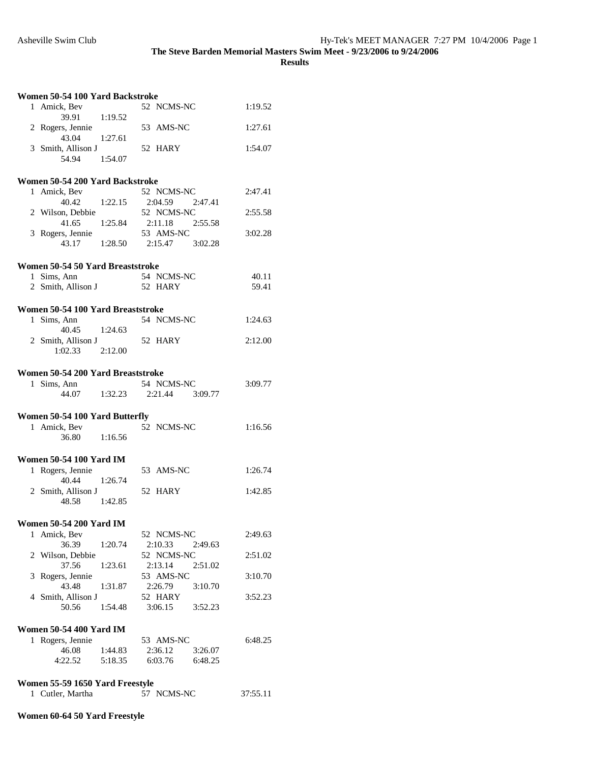**Women 50-54 100 Yard Backstroke**

| Place | Name | Age | Team | Time |
|---|---|---|---|---|
| 1 | Amick, Bev | 52 | NCMS-NC | 1:19.52 |
| | 39.91 1:19.52 | | | |
| 2 | Rogers, Jennie | 53 | AMS-NC | 1:27.61 |
| | 43.04 1:27.61 | | | |
| 3 | Smith, Allison J | 52 | HARY | 1:54.07 |
| | 54.94 1:54.07 | | | |

**Women 50-54 200 Yard Backstroke**

| Place | Name | Age | Team | Time |
|---|---|---|---|---|
| 1 | Amick, Bev | 52 | NCMS-NC | 2:47.41 |
| | 40.42 1:22.15 2:04.59 2:47.41 | | | |
| 2 | Wilson, Debbie | 52 | NCMS-NC | 2:55.58 |
| | 41.65 1:25.84 2:11.18 2:55.58 | | | |
| 3 | Rogers, Jennie | 53 | AMS-NC | 3:02.28 |
| | 43.17 1:28.50 2:15.47 3:02.28 | | | |

**Women 50-54 50 Yard Breaststroke**

| Place | Name | Age | Team | Time |
|---|---|---|---|---|
| 1 | Sims, Ann | 54 | NCMS-NC | 40.11 |
| 2 | Smith, Allison J | 52 | HARY | 59.41 |

**Women 50-54 100 Yard Breaststroke**

| Place | Name | Age | Team | Time |
|---|---|---|---|---|
| 1 | Sims, Ann | 54 | NCMS-NC | 1:24.63 |
| | 40.45 1:24.63 | | | |
| 2 | Smith, Allison J | 52 | HARY | 2:12.00 |
| | 1:02.33 2:12.00 | | | |

**Women 50-54 200 Yard Breaststroke**

| Place | Name | Age | Team | Time |
|---|---|---|---|---|
| 1 | Sims, Ann | 54 | NCMS-NC | 3:09.77 |
| | 44.07 1:32.23 2:21.44 3:09.77 | | | |

**Women 50-54 100 Yard Butterfly**

| Place | Name | Age | Team | Time |
|---|---|---|---|---|
| 1 | Amick, Bev | 52 | NCMS-NC | 1:16.56 |
| | 36.80 1:16.56 | | | |

**Women 50-54 100 Yard IM**

| Place | Name | Age | Team | Time |
|---|---|---|---|---|
| 1 | Rogers, Jennie | 53 | AMS-NC | 1:26.74 |
| | 40.44 1:26.74 | | | |
| 2 | Smith, Allison J | 52 | HARY | 1:42.85 |
| | 48.58 1:42.85 | | | |

**Women 50-54 200 Yard IM**

| Place | Name | Age | Team | Time |
|---|---|---|---|---|
| 1 | Amick, Bev | 52 | NCMS-NC | 2:49.63 |
| | 36.39 1:20.74 2:10.33 2:49.63 | | | |
| 2 | Wilson, Debbie | 52 | NCMS-NC | 2:51.02 |
| | 37.56 1:23.61 2:13.14 2:51.02 | | | |
| 3 | Rogers, Jennie | 53 | AMS-NC | 3:10.70 |
| | 43.48 1:31.87 2:26.79 3:10.70 | | | |
| 4 | Smith, Allison J | 52 | HARY | 3:52.23 |
| | 50.56 1:54.48 3:06.15 3:52.23 | | | |

**Women 50-54 400 Yard IM**

| Place | Name | Age | Team | Time |
|---|---|---|---|---|
| 1 | Rogers, Jennie | 53 | AMS-NC | 6:48.25 |
| | 46.08 1:44.83 2:36.12 3:26.07 | | | |
| | 4:22.52 5:18.35 6:03.76 6:48.25 | | | |

**Women 55-59 1650 Yard Freestyle**

| Place | Name | Age | Team | Time |
|---|---|---|---|---|
| 1 | Cutler, Martha | 57 | NCMS-NC | 37:55.11 |

**Women 60-64 50 Yard Freestyle**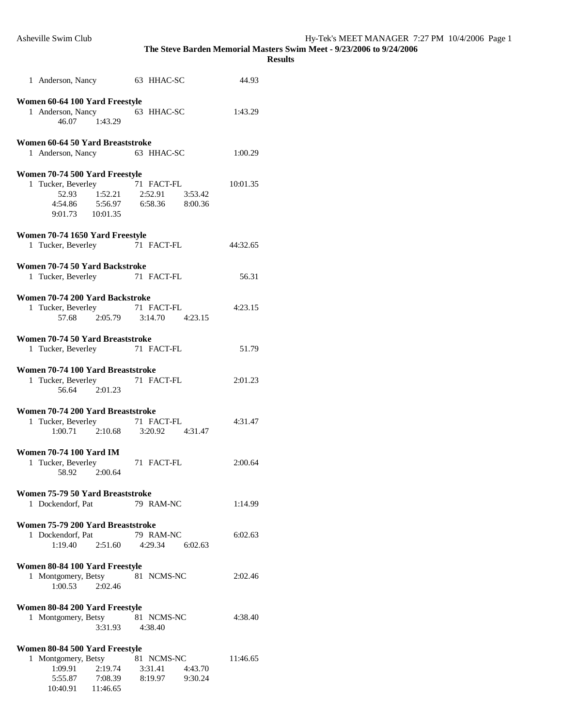1 Anderson, Nancy 63 HHAC-SC 44.93

**Women 60-64 100 Yard Freestyle**

1 Anderson, Nancy 63 HHAC-SC 1:43.29
46.07 1:43.29

**Women 60-64 50 Yard Breaststroke**

1 Anderson, Nancy 63 HHAC-SC 1:00.29

**Women 70-74 500 Yard Freestyle**

1 Tucker, Beverley 71 FACT-FL 10:01.35
52.93 1:52.21 2:52.91 3:53.42
4:54.86 5:56.97 6:58.36 8:00.36
9:01.73 10:01.35

**Women 70-74 1650 Yard Freestyle**

1 Tucker, Beverley 71 FACT-FL 44:32.65

**Women 70-74 50 Yard Backstroke**

1 Tucker, Beverley 71 FACT-FL 56.31

**Women 70-74 200 Yard Backstroke**

1 Tucker, Beverley 71 FACT-FL 4:23.15
57.68 2:05.79 3:14.70 4:23.15

**Women 70-74 50 Yard Breaststroke**

1 Tucker, Beverley 71 FACT-FL 51.79

**Women 70-74 100 Yard Breaststroke**

1 Tucker, Beverley 71 FACT-FL 2:01.23
56.64 2:01.23

**Women 70-74 200 Yard Breaststroke**

1 Tucker, Beverley 71 FACT-FL 4:31.47
1:00.71 2:10.68 3:20.92 4:31.47

**Women 70-74 100 Yard IM**

1 Tucker, Beverley 71 FACT-FL 2:00.64
58.92 2:00.64

**Women 75-79 50 Yard Breaststroke**

1 Dockendorf, Pat 79 RAM-NC 1:14.99

**Women 75-79 200 Yard Breaststroke**

1 Dockendorf, Pat 79 RAM-NC 6:02.63
1:19.40 2:51.60 4:29.34 6:02.63

**Women 80-84 100 Yard Freestyle**

1 Montgomery, Betsy 81 NCMS-NC 2:02.46
1:00.53 2:02.46

**Women 80-84 200 Yard Freestyle**

1 Montgomery, Betsy 81 NCMS-NC 4:38.40
3:31.93 4:38.40

**Women 80-84 500 Yard Freestyle**

1 Montgomery, Betsy 81 NCMS-NC 11:46.65
1:09.91 2:19.74 3:31.41 4:43.70
5:55.87 7:08.39 8:19.97 9:30.24
10:40.91 11:46.65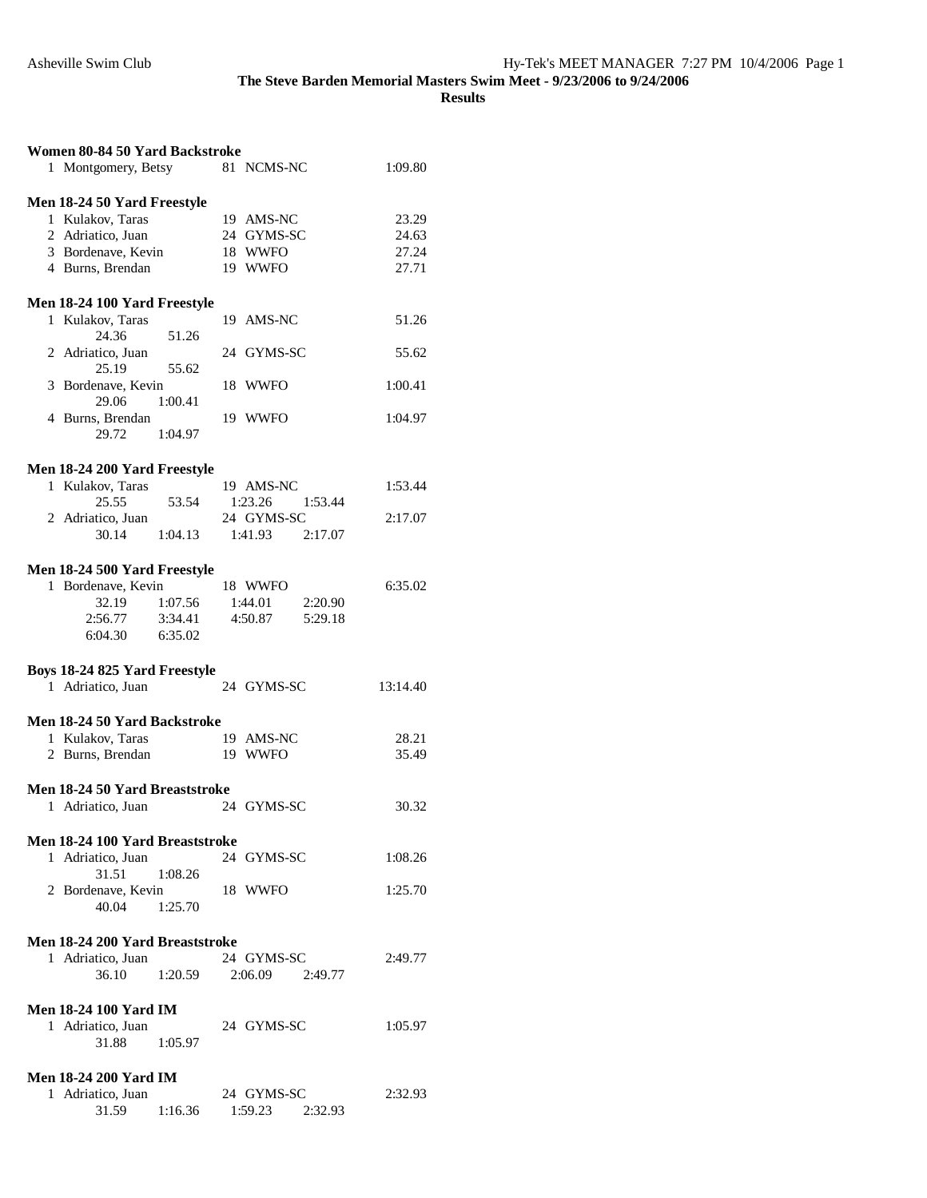Asheville Swim Club

**The Steve Barden Memorial Masters Swim Meet - 9/23/2006 to 9/24/2006**

**Results**

### Women 80-84 50 Yard Backstroke

| Place | Name | Age | Team | Time |
|---|---|---|---|---|
| 1 | Montgomery, Betsy | 81 | NCMS-NC | 1:09.80 |

### Men 18-24 50 Yard Freestyle

| Place | Name | Age | Team | Time |
|---|---|---|---|---|
| 1 | Kulakov, Taras | 19 | AMS-NC | 23.29 |
| 2 | Adriatico, Juan | 24 | GYMS-SC | 24.63 |
| 3 | Bordenave, Kevin | 18 | WWFO | 27.24 |
| 4 | Burns, Brendan | 19 | WWFO | 27.71 |

### Men 18-24 100 Yard Freestyle

| Place | Name | Age | Team | Time |
|---|---|---|---|---|
| 1 | Kulakov, Taras | 19 | AMS-NC | 51.26 |
| | 24.36, 51.26 | | | |
| 2 | Adriatico, Juan | 24 | GYMS-SC | 55.62 |
| | 25.19, 55.62 | | | |
| 3 | Bordenave, Kevin | 18 | WWFO | 1:00.41 |
| | 29.06, 1:00.41 | | | |
| 4 | Burns, Brendan | 19 | WWFO | 1:04.97 |
| | 29.72, 1:04.97 | | | |

### Men 18-24 200 Yard Freestyle

| Place | Name | Age | Team | Time |
|---|---|---|---|---|
| 1 | Kulakov, Taras | 19 | AMS-NC | 1:53.44 |
| | 25.55, 53.54, 1:23.26, 1:53.44 | | | |
| 2 | Adriatico, Juan | 24 | GYMS-SC | 2:17.07 |
| | 30.14, 1:04.13, 1:41.93, 2:17.07 | | | |

### Men 18-24 500 Yard Freestyle

| Place | Name | Age | Team | Time |
|---|---|---|---|---|
| 1 | Bordenave, Kevin | 18 | WWFO | 6:35.02 |
| | 32.19, 1:07.56, 1:44.01, 2:20.90, 2:56.77, 3:34.41, 4:50.87, 5:29.18, 6:04.30, 6:35.02 | | | |

### Boys 18-24 825 Yard Freestyle

| Place | Name | Age | Team | Time |
|---|---|---|---|---|
| 1 | Adriatico, Juan | 24 | GYMS-SC | 13:14.40 |

### Men 18-24 50 Yard Backstroke

| Place | Name | Age | Team | Time |
|---|---|---|---|---|
| 1 | Kulakov, Taras | 19 | AMS-NC | 28.21 |
| 2 | Burns, Brendan | 19 | WWFO | 35.49 |

### Men 18-24 50 Yard Breaststroke

| Place | Name | Age | Team | Time |
|---|---|---|---|---|
| 1 | Adriatico, Juan | 24 | GYMS-SC | 30.32 |

### Men 18-24 100 Yard Breaststroke

| Place | Name | Age | Team | Time |
|---|---|---|---|---|
| 1 | Adriatico, Juan | 24 | GYMS-SC | 1:08.26 |
| | 31.51, 1:08.26 | | | |
| 2 | Bordenave, Kevin | 18 | WWFO | 1:25.70 |
| | 40.04, 1:25.70 | | | |

### Men 18-24 200 Yard Breaststroke

| Place | Name | Age | Team | Time |
|---|---|---|---|---|
| 1 | Adriatico, Juan | 24 | GYMS-SC | 2:49.77 |
| | 36.10, 1:20.59, 2:06.09, 2:49.77 | | | |

### Men 18-24 100 Yard IM

| Place | Name | Age | Team | Time |
|---|---|---|---|---|
| 1 | Adriatico, Juan | 24 | GYMS-SC | 1:05.97 |
| | 31.88, 1:05.97 | | | |

### Men 18-24 200 Yard IM

| Place | Name | Age | Team | Time |
|---|---|---|---|---|
| 1 | Adriatico, Juan | 24 | GYMS-SC | 2:32.93 |
| | 31.59, 1:16.36, 1:59.23, 2:32.93 | | | |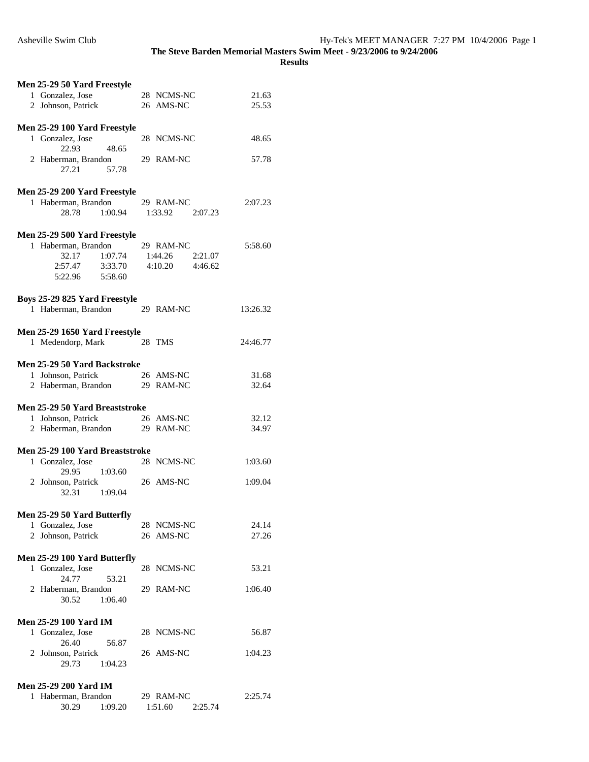**The Steve Barden Memorial Masters Swim Meet - 9/23/2006 to 9/24/2006**

**Results**

### Men 25-29 50 Yard Freestyle

| Place | Name | Age | Team | Time |
|---|---|---|---|---|
| 1 | Gonzalez, Jose | 28 | NCMS-NC | 21.63 |
| 2 | Johnson, Patrick | 26 | AMS-NC | 25.53 |

### Men 25-29 100 Yard Freestyle

| Place | Name | Age | Team | Time |
|---|---|---|---|---|
| 1 | Gonzalez, Jose | 28 | NCMS-NC | 48.65 |
| | 22.93 48.65 | | | |
| 2 | Haberman, Brandon | 29 | RAM-NC | 57.78 |
| | 27.21 57.78 | | | |

### Men 25-29 200 Yard Freestyle

| Place | Name | Age | Team | Time |
|---|---|---|---|---|
| 1 | Haberman, Brandon | 29 | RAM-NC | 2:07.23 |
| | 28.78 1:00.94 1:33.92 2:07.23 | | | |

### Men 25-29 500 Yard Freestyle

| Place | Name | Age | Team | Time |
|---|---|---|---|---|
| 1 | Haberman, Brandon | 29 | RAM-NC | 5:58.60 |
| | 32.17 1:07.74 1:44.26 2:21.07 | | | |
| | 2:57.47 3:33.70 4:10.20 4:46.62 | | | |
| | 5:22.96 5:58.60 | | | |

### Boys 25-29 825 Yard Freestyle

| Place | Name | Age | Team | Time |
|---|---|---|---|---|
| 1 | Haberman, Brandon | 29 | RAM-NC | 13:26.32 |

### Men 25-29 1650 Yard Freestyle

| Place | Name | Age | Team | Time |
|---|---|---|---|---|
| 1 | Medendorp, Mark | 28 | TMS | 24:46.77 |

### Men 25-29 50 Yard Backstroke

| Place | Name | Age | Team | Time |
|---|---|---|---|---|
| 1 | Johnson, Patrick | 26 | AMS-NC | 31.68 |
| 2 | Haberman, Brandon | 29 | RAM-NC | 32.64 |

### Men 25-29 50 Yard Breaststroke

| Place | Name | Age | Team | Time |
|---|---|---|---|---|
| 1 | Johnson, Patrick | 26 | AMS-NC | 32.12 |
| 2 | Haberman, Brandon | 29 | RAM-NC | 34.97 |

### Men 25-29 100 Yard Breaststroke

| Place | Name | Age | Team | Time |
|---|---|---|---|---|
| 1 | Gonzalez, Jose | 28 | NCMS-NC | 1:03.60 |
| | 29.95 1:03.60 | | | |
| 2 | Johnson, Patrick | 26 | AMS-NC | 1:09.04 |
| | 32.31 1:09.04 | | | |

### Men 25-29 50 Yard Butterfly

| Place | Name | Age | Team | Time |
|---|---|---|---|---|
| 1 | Gonzalez, Jose | 28 | NCMS-NC | 24.14 |
| 2 | Johnson, Patrick | 26 | AMS-NC | 27.26 |

### Men 25-29 100 Yard Butterfly

| Place | Name | Age | Team | Time |
|---|---|---|---|---|
| 1 | Gonzalez, Jose | 28 | NCMS-NC | 53.21 |
| | 24.77 53.21 | | | |
| 2 | Haberman, Brandon | 29 | RAM-NC | 1:06.40 |
| | 30.52 1:06.40 | | | |

### Men 25-29 100 Yard IM

| Place | Name | Age | Team | Time |
|---|---|---|---|---|
| 1 | Gonzalez, Jose | 28 | NCMS-NC | 56.87 |
| | 26.40 56.87 | | | |
| 2 | Johnson, Patrick | 26 | AMS-NC | 1:04.23 |
| | 29.73 1:04.23 | | | |

### Men 25-29 200 Yard IM

| Place | Name | Age | Team | Time |
|---|---|---|---|---|
| 1 | Haberman, Brandon | 29 | RAM-NC | 2:25.74 |
| | 30.29 1:09.20 1:51.60 2:25.74 | | | |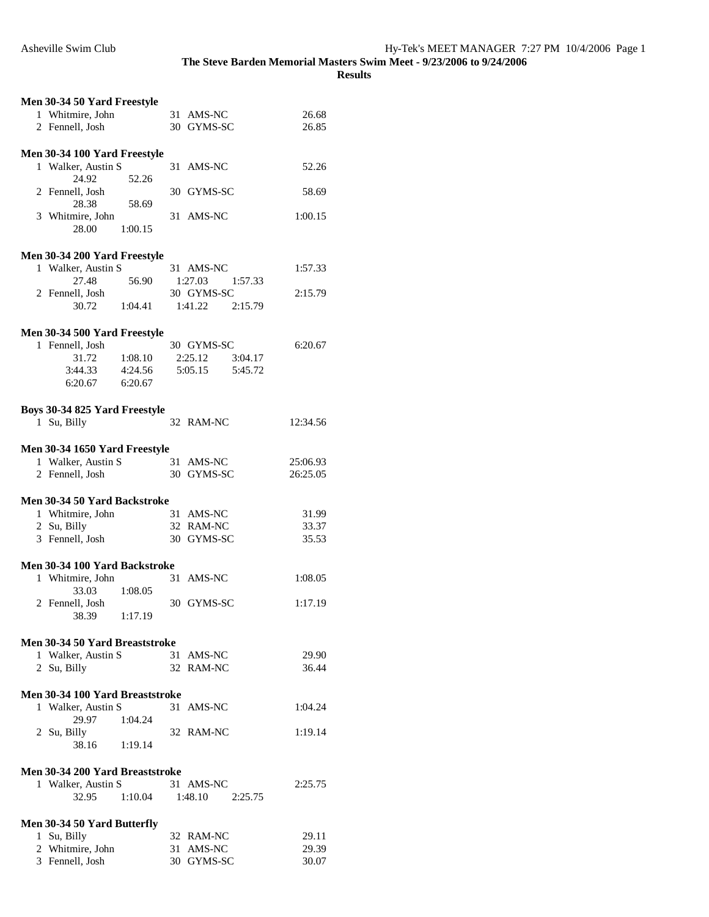**The Steve Barden Memorial Masters Swim Meet - 9/23/2006 to 9/24/2006**

**Results**

**Men 30-34 50 Yard Freestyle**

```
  1 Whitmire, John          31  AMS-NC                 26.68
  2 Fennell, Josh           30  GYMS-SC                26.85
```

**Men 30-34 100 Yard Freestyle**

```
  1 Walker, Austin S        31  AMS-NC                 52.26
        24.92      52.26
  2 Fennell, Josh           30  GYMS-SC                58.69
        28.38      58.69
  3 Whitmire, John          31  AMS-NC               1:00.15
        28.00    1:00.15
```

**Men 30-34 200 Yard Freestyle**

```
  1 Walker, Austin S        31  AMS-NC               1:57.33
        27.48      56.90    1:27.03    1:57.33
  2 Fennell, Josh           30  GYMS-SC              2:15.79
        30.72    1:04.41    1:41.22    2:15.79
```

**Men 30-34 500 Yard Freestyle**

```
  1 Fennell, Josh           30  GYMS-SC              6:20.67
        31.72    1:08.10    2:25.12    3:04.17
      3:44.33    4:24.56    5:05.15    5:45.72
      6:20.67    6:20.67
```

**Boys 30-34 825 Yard Freestyle**

```
  1 Su, Billy               32  RAM-NC              12:34.56
```

**Men 30-34 1650 Yard Freestyle**

```
  1 Walker, Austin S        31  AMS-NC              25:06.93
  2 Fennell, Josh           30  GYMS-SC             26:25.05
```

**Men 30-34 50 Yard Backstroke**

```
  1 Whitmire, John          31  AMS-NC                 31.99
  2 Su, Billy               32  RAM-NC                 33.37
  3 Fennell, Josh           30  GYMS-SC                35.53
```

**Men 30-34 100 Yard Backstroke**

```
  1 Whitmire, John          31  AMS-NC               1:08.05
        33.03    1:08.05
  2 Fennell, Josh           30  GYMS-SC              1:17.19
        38.39    1:17.19
```

**Men 30-34 50 Yard Breaststroke**

```
  1 Walker, Austin S        31  AMS-NC                 29.90
  2 Su, Billy               32  RAM-NC                 36.44
```

**Men 30-34 100 Yard Breaststroke**

```
  1 Walker, Austin S        31  AMS-NC               1:04.24
        29.97    1:04.24
  2 Su, Billy               32  RAM-NC               1:19.14
        38.16    1:19.14
```

**Men 30-34 200 Yard Breaststroke**

```
  1 Walker, Austin S        31  AMS-NC               2:25.75
        32.95    1:10.04    1:48.10    2:25.75
```

**Men 30-34 50 Yard Butterfly**

```
  1 Su, Billy               32  RAM-NC                 29.11
  2 Whitmire, John          31  AMS-NC                 29.39
  3 Fennell, Josh           30  GYMS-SC                30.07
```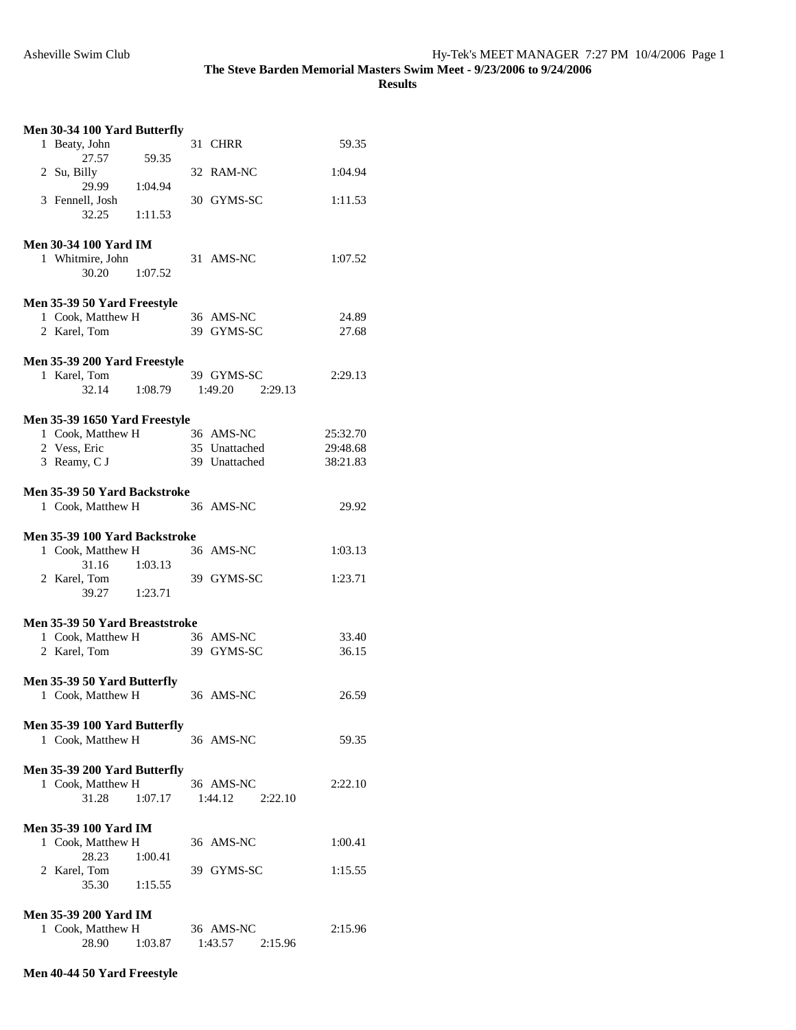**Men 30-34 100 Yard Butterfly**

```
  1 Beaty, John               31 CHRR                    59.35
        27.57       59.35
  2 Su, Billy                 32 RAM-NC                1:04.94
        29.99     1:04.94
  3 Fennell, Josh             30 GYMS-SC               1:11.53
        32.25     1:11.53
```

**Men 30-34 100 Yard IM**

```
  1 Whitmire, John            31 AMS-NC                1:07.52
        30.20     1:07.52
```

**Men 35-39 50 Yard Freestyle**

```
  1 Cook, Matthew H           36 AMS-NC                  24.89
  2 Karel, Tom                39 GYMS-SC                 27.68
```

**Men 35-39 200 Yard Freestyle**

```
  1 Karel, Tom                39 GYMS-SC               2:29.13
        32.14     1:08.79     1:49.20     2:29.13
```

**Men 35-39 1650 Yard Freestyle**

```
  1 Cook, Matthew H           36 AMS-NC               25:32.70
  2 Vess, Eric                35 Unattached           29:48.68
  3 Reamy, C J                39 Unattached           38:21.83
```

**Men 35-39 50 Yard Backstroke**

```
  1 Cook, Matthew H           36 AMS-NC                  29.92
```

**Men 35-39 100 Yard Backstroke**

```
  1 Cook, Matthew H           36 AMS-NC                1:03.13
        31.16     1:03.13
  2 Karel, Tom                39 GYMS-SC               1:23.71
        39.27     1:23.71
```

**Men 35-39 50 Yard Breaststroke**

```
  1 Cook, Matthew H           36 AMS-NC                  33.40
  2 Karel, Tom                39 GYMS-SC                 36.15
```

**Men 35-39 50 Yard Butterfly**

```
  1 Cook, Matthew H           36 AMS-NC                  26.59
```

**Men 35-39 100 Yard Butterfly**

```
  1 Cook, Matthew H           36 AMS-NC                  59.35
```

**Men 35-39 200 Yard Butterfly**

```
  1 Cook, Matthew H           36 AMS-NC                2:22.10
        31.28     1:07.17     1:44.12     2:22.10
```

**Men 35-39 100 Yard IM**

```
  1 Cook, Matthew H           36 AMS-NC                1:00.41
        28.23     1:00.41
  2 Karel, Tom                39 GYMS-SC               1:15.55
        35.30     1:15.55
```

**Men 35-39 200 Yard IM**

```
  1 Cook, Matthew H           36 AMS-NC                2:15.96
        28.90     1:03.87     1:43.57     2:15.96
```

**Men 40-44 50 Yard Freestyle**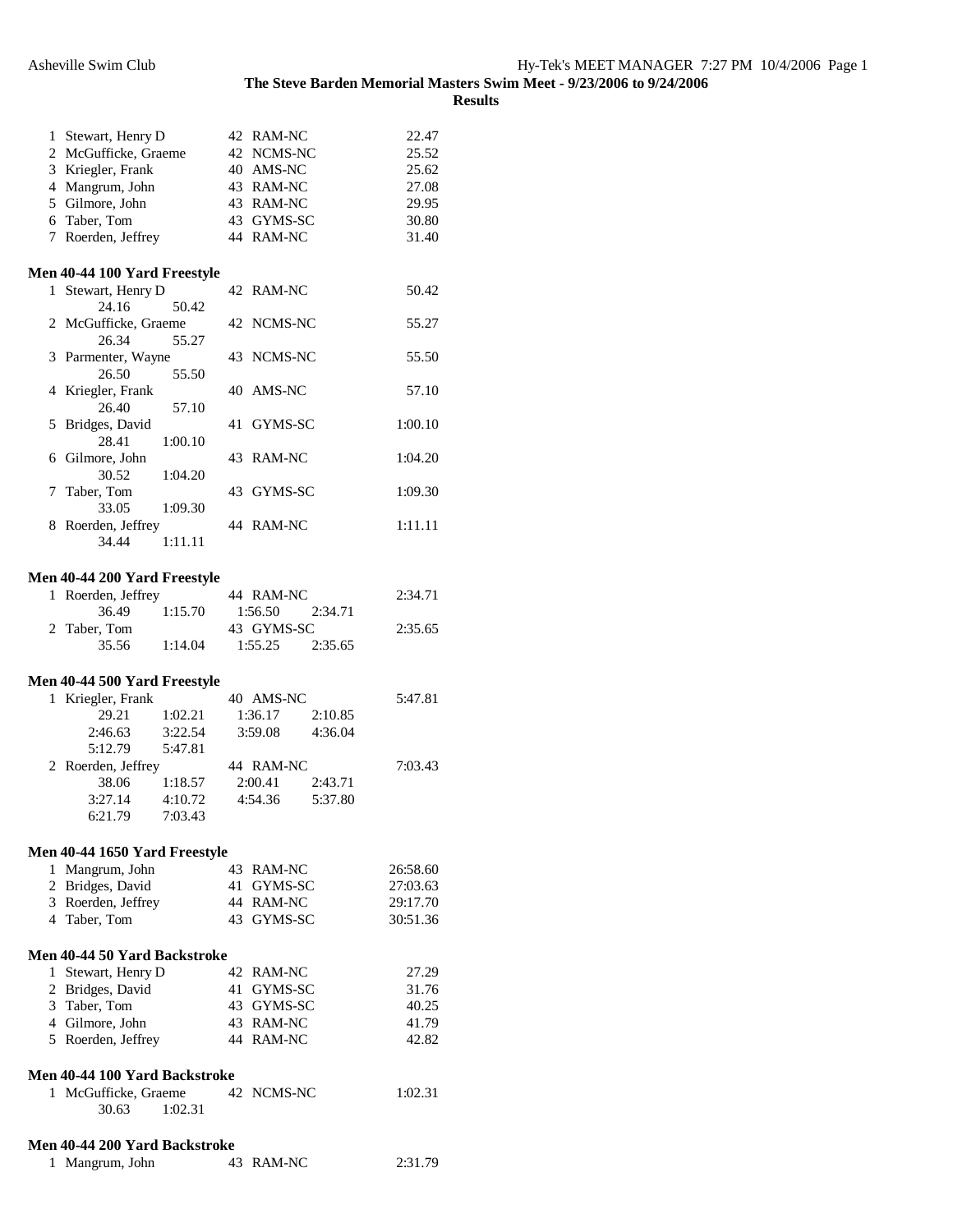**The Steve Barden Memorial Masters Swim Meet - 9/23/2006 to 9/24/2006**

**Results**

| Place | Name | Age | Team | Time |
|---|---|---|---|---|
| 1 | Stewart, Henry D | 42 | RAM-NC | 22.47 |
| 2 | McGufficke, Graeme | 42 | NCMS-NC | 25.52 |
| 3 | Kriegler, Frank | 40 | AMS-NC | 25.62 |
| 4 | Mangrum, John | 43 | RAM-NC | 27.08 |
| 5 | Gilmore, John | 43 | RAM-NC | 29.95 |
| 6 | Taber, Tom | 43 | GYMS-SC | 30.80 |
| 7 | Roerden, Jeffrey | 44 | RAM-NC | 31.40 |

**Men 40-44 100 Yard Freestyle**

| Place | Name | Age | Team | Time | Splits |
|---|---|---|---|---|---|
| 1 | Stewart, Henry D | 42 | RAM-NC | 50.42 | 24.16, 50.42 |
| 2 | McGufficke, Graeme | 42 | NCMS-NC | 55.27 | 26.34, 55.27 |
| 3 | Parmenter, Wayne | 43 | NCMS-NC | 55.50 | 26.50, 55.50 |
| 4 | Kriegler, Frank | 40 | AMS-NC | 57.10 | 26.40, 57.10 |
| 5 | Bridges, David | 41 | GYMS-SC | 1:00.10 | 28.41, 1:00.10 |
| 6 | Gilmore, John | 43 | RAM-NC | 1:04.20 | 30.52, 1:04.20 |
| 7 | Taber, Tom | 43 | GYMS-SC | 1:09.30 | 33.05, 1:09.30 |
| 8 | Roerden, Jeffrey | 44 | RAM-NC | 1:11.11 | 34.44, 1:11.11 |

**Men 40-44 200 Yard Freestyle**

| Place | Name | Age | Team | Time | Splits |
|---|---|---|---|---|---|
| 1 | Roerden, Jeffrey | 44 | RAM-NC | 2:34.71 | 36.49, 1:15.70, 1:56.50, 2:34.71 |
| 2 | Taber, Tom | 43 | GYMS-SC | 2:35.65 | 35.56, 1:14.04, 1:55.25, 2:35.65 |

**Men 40-44 500 Yard Freestyle**

| Place | Name | Age | Team | Time | Splits |
|---|---|---|---|---|---|
| 1 | Kriegler, Frank | 40 | AMS-NC | 5:47.81 | 29.21, 1:02.21, 1:36.17, 2:10.85, 2:46.63, 3:22.54, 3:59.08, 4:36.04, 5:12.79, 5:47.81 |
| 2 | Roerden, Jeffrey | 44 | RAM-NC | 7:03.43 | 38.06, 1:18.57, 2:00.41, 2:43.71, 3:27.14, 4:10.72, 4:54.36, 5:37.80, 6:21.79, 7:03.43 |

**Men 40-44 1650 Yard Freestyle**

| Place | Name | Age | Team | Time |
|---|---|---|---|---|
| 1 | Mangrum, John | 43 | RAM-NC | 26:58.60 |
| 2 | Bridges, David | 41 | GYMS-SC | 27:03.63 |
| 3 | Roerden, Jeffrey | 44 | RAM-NC | 29:17.70 |
| 4 | Taber, Tom | 43 | GYMS-SC | 30:51.36 |

**Men 40-44 50 Yard Backstroke**

| Place | Name | Age | Team | Time |
|---|---|---|---|---|
| 1 | Stewart, Henry D | 42 | RAM-NC | 27.29 |
| 2 | Bridges, David | 41 | GYMS-SC | 31.76 |
| 3 | Taber, Tom | 43 | GYMS-SC | 40.25 |
| 4 | Gilmore, John | 43 | RAM-NC | 41.79 |
| 5 | Roerden, Jeffrey | 44 | RAM-NC | 42.82 |

**Men 40-44 100 Yard Backstroke**

| Place | Name | Age | Team | Time | Splits |
|---|---|---|---|---|---|
| 1 | McGufficke, Graeme | 42 | NCMS-NC | 1:02.31 | 30.63, 1:02.31 |

**Men 40-44 200 Yard Backstroke**

| Place | Name | Age | Team | Time |
|---|---|---|---|---|
| 1 | Mangrum, John | 43 | RAM-NC | 2:31.79 |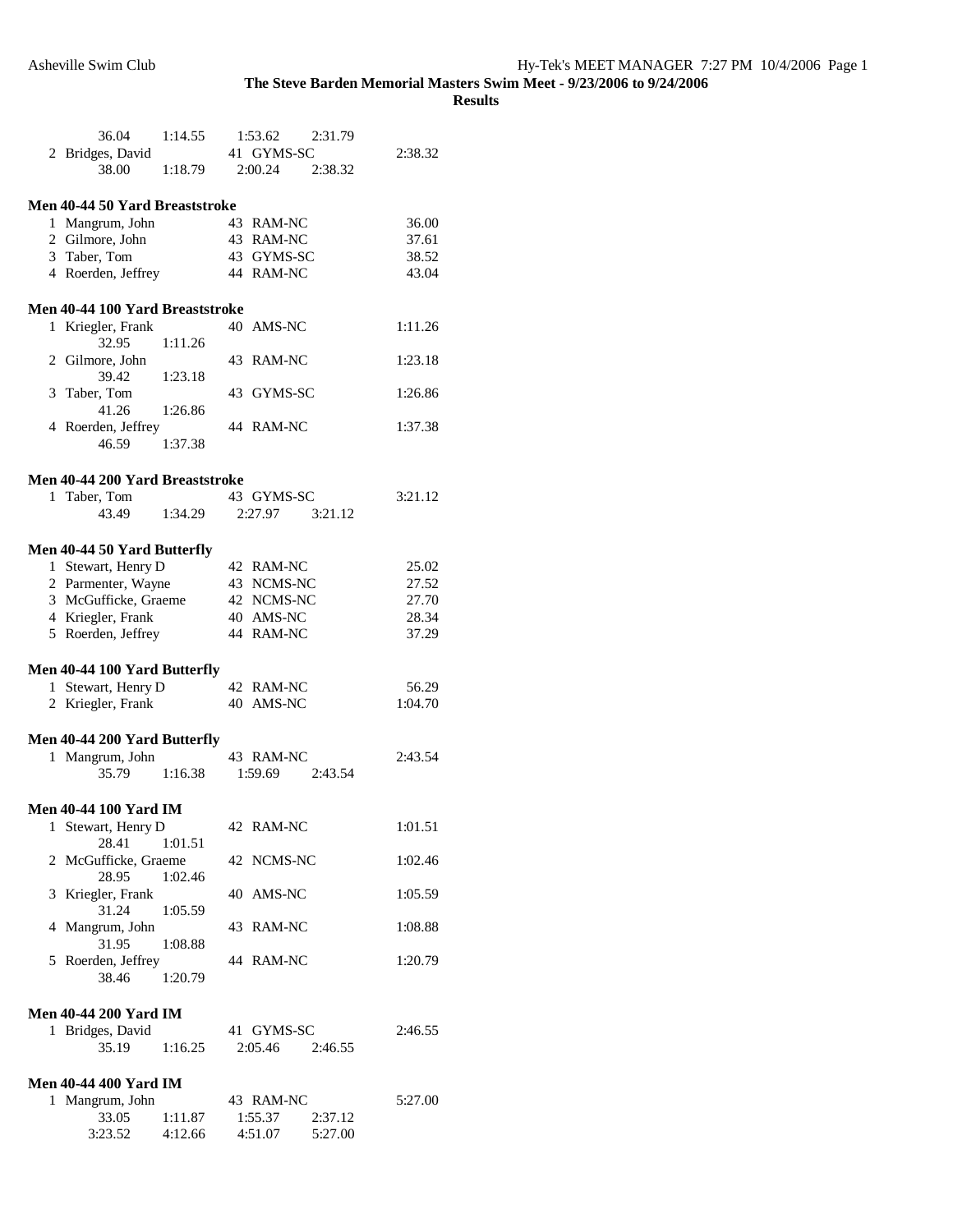**The Steve Barden Memorial Masters Swim Meet - 9/23/2006 to 9/24/2006**

**Results**

```
      36.04     1:14.55     1:53.62     2:31.79
  2 Bridges, David          41  GYMS-SC              2:38.32
      38.00     1:18.79     2:00.24     2:38.32
```

### Men 40-44 50 Yard Breaststroke

```
  1 Mangrum, John           43  RAM-NC                 36.00
  2 Gilmore, John           43  RAM-NC                 37.61
  3 Taber, Tom              43  GYMS-SC                38.52
  4 Roerden, Jeffrey        44  RAM-NC                 43.04
```

### Men 40-44 100 Yard Breaststroke

```
  1 Kriegler, Frank         40  AMS-NC               1:11.26
      32.95     1:11.26
  2 Gilmore, John           43  RAM-NC               1:23.18
      39.42     1:23.18
  3 Taber, Tom              43  GYMS-SC              1:26.86
      41.26     1:26.86
  4 Roerden, Jeffrey        44  RAM-NC               1:37.38
      46.59     1:37.38
```

### Men 40-44 200 Yard Breaststroke

```
  1 Taber, Tom              43  GYMS-SC              3:21.12
      43.49     1:34.29     2:27.97     3:21.12
```

### Men 40-44 50 Yard Butterfly

```
  1 Stewart, Henry D        42  RAM-NC                 25.02
  2 Parmenter, Wayne        43  NCMS-NC                27.52
  3 McGufficke, Graeme      42  NCMS-NC                27.70
  4 Kriegler, Frank         40  AMS-NC                 28.34
  5 Roerden, Jeffrey        44  RAM-NC                 37.29
```

### Men 40-44 100 Yard Butterfly

```
  1 Stewart, Henry D        42  RAM-NC                 56.29
  2 Kriegler, Frank         40  AMS-NC               1:04.70
```

### Men 40-44 200 Yard Butterfly

```
  1 Mangrum, John           43  RAM-NC               2:43.54
      35.79     1:16.38     1:59.69     2:43.54
```

### Men 40-44 100 Yard IM

```
  1 Stewart, Henry D        42  RAM-NC               1:01.51
      28.41     1:01.51
  2 McGufficke, Graeme      42  NCMS-NC              1:02.46
      28.95     1:02.46
  3 Kriegler, Frank         40  AMS-NC               1:05.59
      31.24     1:05.59
  4 Mangrum, John           43  RAM-NC               1:08.88
      31.95     1:08.88
  5 Roerden, Jeffrey        44  RAM-NC               1:20.79
      38.46     1:20.79
```

### Men 40-44 200 Yard IM

```
  1 Bridges, David          41  GYMS-SC              2:46.55
      35.19     1:16.25     2:05.46     2:46.55
```

### Men 40-44 400 Yard IM

```
  1 Mangrum, John           43  RAM-NC               5:27.00
      33.05     1:11.87     1:55.37     2:37.12
    3:23.52     4:12.66     4:51.07     5:27.00
```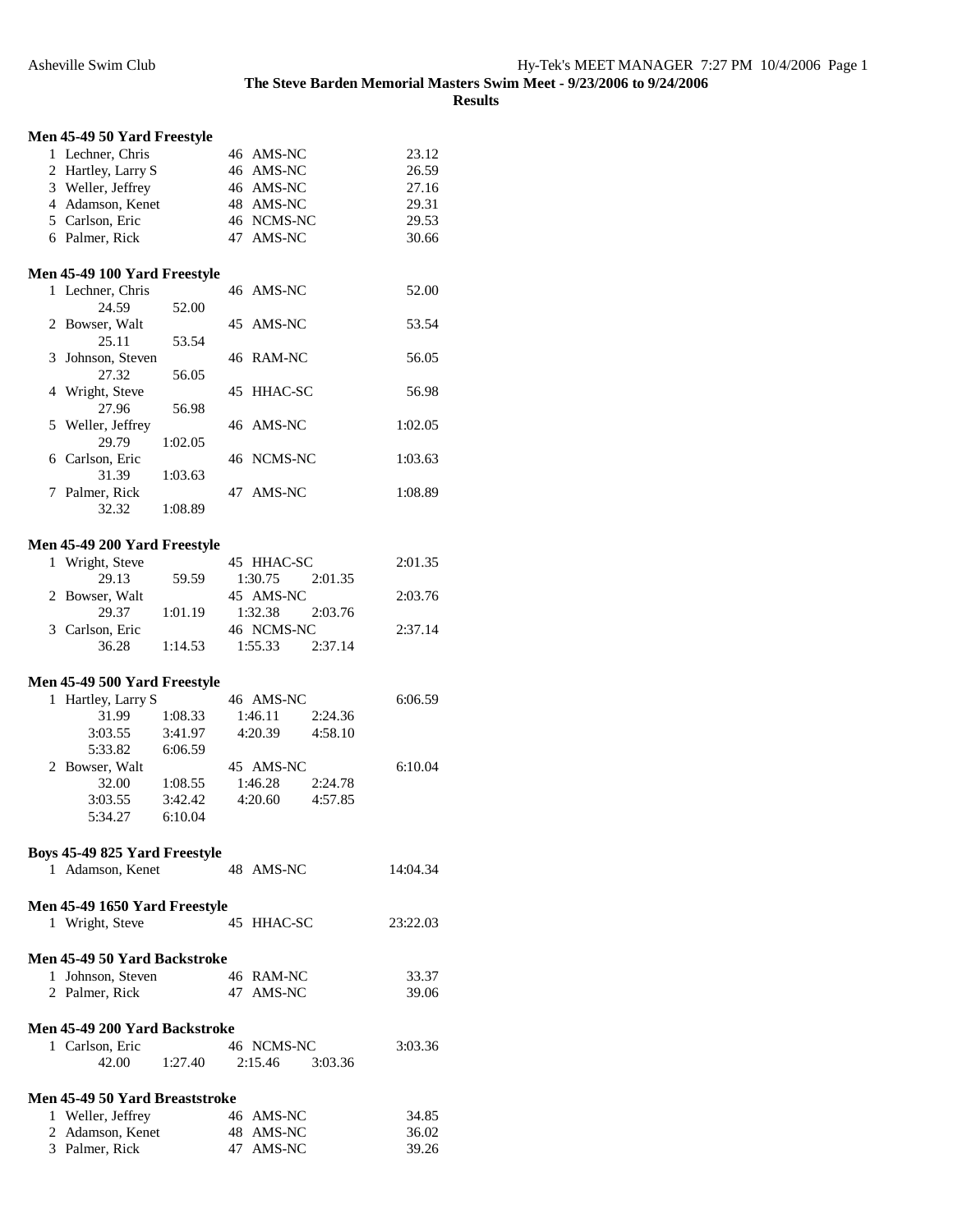**The Steve Barden Memorial Masters Swim Meet - 9/23/2006 to 9/24/2006**

**Results**

### Men 45-49 50 Yard Freestyle

| Place | Name | Age | Team | Time |
|---|---|---|---|---|
| 1 | Lechner, Chris | 46 | AMS-NC | 23.12 |
| 2 | Hartley, Larry S | 46 | AMS-NC | 26.59 |
| 3 | Weller, Jeffrey | 46 | AMS-NC | 27.16 |
| 4 | Adamson, Kenet | 48 | AMS-NC | 29.31 |
| 5 | Carlson, Eric | 46 | NCMS-NC | 29.53 |
| 6 | Palmer, Rick | 47 | AMS-NC | 30.66 |

### Men 45-49 100 Yard Freestyle

| Place | Name | Age | Team | Time | Splits |
|---|---|---|---|---|---|
| 1 | Lechner, Chris | 46 | AMS-NC | 52.00 | 24.59, 52.00 |
| 2 | Bowser, Walt | 45 | AMS-NC | 53.54 | 25.11, 53.54 |
| 3 | Johnson, Steven | 46 | RAM-NC | 56.05 | 27.32, 56.05 |
| 4 | Wright, Steve | 45 | HHAC-SC | 56.98 | 27.96, 56.98 |
| 5 | Weller, Jeffrey | 46 | AMS-NC | 1:02.05 | 29.79, 1:02.05 |
| 6 | Carlson, Eric | 46 | NCMS-NC | 1:03.63 | 31.39, 1:03.63 |
| 7 | Palmer, Rick | 47 | AMS-NC | 1:08.89 | 32.32, 1:08.89 |

### Men 45-49 200 Yard Freestyle

| Place | Name | Age | Team | Time | Splits |
|---|---|---|---|---|---|
| 1 | Wright, Steve | 45 | HHAC-SC | 2:01.35 | 29.13, 59.59, 1:30.75, 2:01.35 |
| 2 | Bowser, Walt | 45 | AMS-NC | 2:03.76 | 29.37, 1:01.19, 1:32.38, 2:03.76 |
| 3 | Carlson, Eric | 46 | NCMS-NC | 2:37.14 | 36.28, 1:14.53, 1:55.33, 2:37.14 |

### Men 45-49 500 Yard Freestyle

| Place | Name | Age | Team | Time | Splits |
|---|---|---|---|---|---|
| 1 | Hartley, Larry S | 46 | AMS-NC | 6:06.59 | 31.99, 1:08.33, 1:46.11, 2:24.36, 3:03.55, 3:41.97, 4:20.39, 4:58.10, 5:33.82, 6:06.59 |
| 2 | Bowser, Walt | 45 | AMS-NC | 6:10.04 | 32.00, 1:08.55, 1:46.28, 2:24.78, 3:03.55, 3:42.42, 4:20.60, 4:57.85, 5:34.27, 6:10.04 |

### Boys 45-49 825 Yard Freestyle

| Place | Name | Age | Team | Time |
|---|---|---|---|---|
| 1 | Adamson, Kenet | 48 | AMS-NC | 14:04.34 |

### Men 45-49 1650 Yard Freestyle

| Place | Name | Age | Team | Time |
|---|---|---|---|---|
| 1 | Wright, Steve | 45 | HHAC-SC | 23:22.03 |

### Men 45-49 50 Yard Backstroke

| Place | Name | Age | Team | Time |
|---|---|---|---|---|
| 1 | Johnson, Steven | 46 | RAM-NC | 33.37 |
| 2 | Palmer, Rick | 47 | AMS-NC | 39.06 |

### Men 45-49 200 Yard Backstroke

| Place | Name | Age | Team | Time | Splits |
|---|---|---|---|---|---|
| 1 | Carlson, Eric | 46 | NCMS-NC | 3:03.36 | 42.00, 1:27.40, 2:15.46, 3:03.36 |

### Men 45-49 50 Yard Breaststroke

| Place | Name | Age | Team | Time |
|---|---|---|---|---|
| 1 | Weller, Jeffrey | 46 | AMS-NC | 34.85 |
| 2 | Adamson, Kenet | 48 | AMS-NC | 36.02 |
| 3 | Palmer, Rick | 47 | AMS-NC | 39.26 |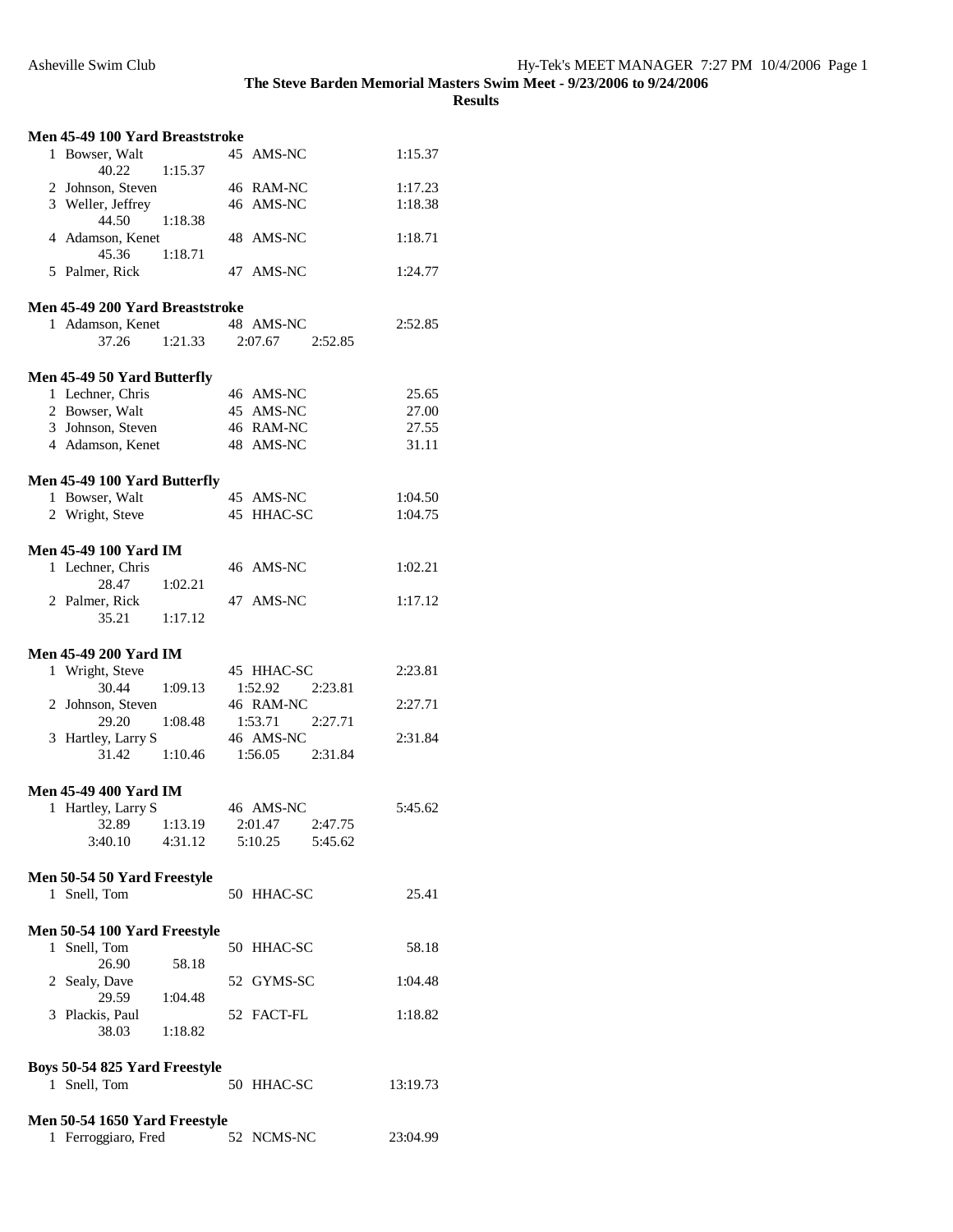**The Steve Barden Memorial Masters Swim Meet - 9/23/2006 to 9/24/2006**

**Results**

**Men 45-49 100 Yard Breaststroke**

```
  1 Bowser, Walt              45  AMS-NC             1:15.37
         40.22      1:15.37
  2 Johnson, Steven           46  RAM-NC             1:17.23
  3 Weller, Jeffrey           46  AMS-NC             1:18.38
         44.50      1:18.38
  4 Adamson, Kenet            48  AMS-NC             1:18.71
         45.36      1:18.71
  5 Palmer, Rick              47  AMS-NC             1:24.77
```

**Men 45-49 200 Yard Breaststroke**

```
  1 Adamson, Kenet            48  AMS-NC             2:52.85
         37.26      1:21.33      2:07.67      2:52.85
```

**Men 45-49 50 Yard Butterfly**

```
  1 Lechner, Chris            46  AMS-NC               25.65
  2 Bowser, Walt              45  AMS-NC               27.00
  3 Johnson, Steven           46  RAM-NC               27.55
  4 Adamson, Kenet            48  AMS-NC               31.11
```

**Men 45-49 100 Yard Butterfly**

```
  1 Bowser, Walt              45  AMS-NC             1:04.50
  2 Wright, Steve             45  HHAC-SC            1:04.75
```

**Men 45-49 100 Yard IM**

```
  1 Lechner, Chris            46  AMS-NC             1:02.21
         28.47      1:02.21
  2 Palmer, Rick              47  AMS-NC             1:17.12
         35.21      1:17.12
```

**Men 45-49 200 Yard IM**

```
  1 Wright, Steve             45  HHAC-SC            2:23.81
         30.44      1:09.13      1:52.92      2:23.81
  2 Johnson, Steven           46  RAM-NC             2:27.71
         29.20      1:08.48      1:53.71      2:27.71
  3 Hartley, Larry S          46  AMS-NC             2:31.84
         31.42      1:10.46      1:56.05      2:31.84
```

**Men 45-49 400 Yard IM**

```
  1 Hartley, Larry S          46  AMS-NC             5:45.62
         32.89      1:13.19      2:01.47      2:47.75
       3:40.10      4:31.12      5:10.25      5:45.62
```

**Men 50-54 50 Yard Freestyle**

```
  1 Snell, Tom                50  HHAC-SC              25.41
```

**Men 50-54 100 Yard Freestyle**

```
  1 Snell, Tom                50  HHAC-SC              58.18
         26.90        58.18
  2 Sealy, Dave               52  GYMS-SC            1:04.48
         29.59      1:04.48
  3 Plackis, Paul             52  FACT-FL            1:18.82
         38.03      1:18.82
```

**Boys 50-54 825 Yard Freestyle**

```
  1 Snell, Tom                50  HHAC-SC           13:19.73
```

**Men 50-54 1650 Yard Freestyle**

```
  1 Ferroggiaro, Fred         52  NCMS-NC           23:04.99
```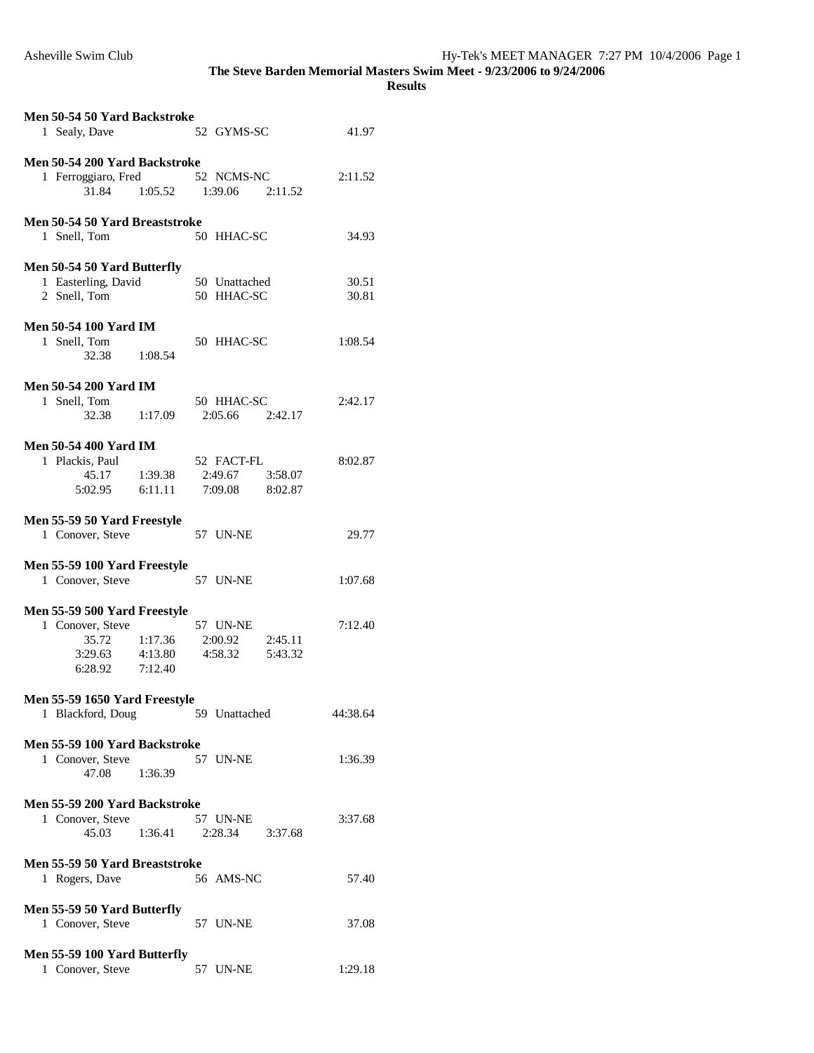**The Steve Barden Memorial Masters Swim Meet - 9/23/2006 to 9/24/2006**

**Results**

**Men 50-54 50 Yard Backstroke**

```
  1 Sealy, Dave              52  GYMS-SC                 41.97
```

**Men 50-54 200 Yard Backstroke**

```
  1 Ferroggiaro, Fred        52  NCMS-NC               2:11.52
        31.84      1:05.52      1:39.06      2:11.52
```

**Men 50-54 50 Yard Breaststroke**

```
  1 Snell, Tom               50  HHAC-SC                 34.93
```

**Men 50-54 50 Yard Butterfly**

```
  1 Easterling, David        50  Unattached              30.51
  2 Snell, Tom               50  HHAC-SC                 30.81
```

**Men 50-54 100 Yard IM**

```
  1 Snell, Tom               50  HHAC-SC               1:08.54
        32.38      1:08.54
```

**Men 50-54 200 Yard IM**

```
  1 Snell, Tom               50  HHAC-SC               2:42.17
        32.38      1:17.09      2:05.66      2:42.17
```

**Men 50-54 400 Yard IM**

```
  1 Plackis, Paul            52  FACT-FL               8:02.87
        45.17      1:39.38      2:49.67      3:58.07
      5:02.95      6:11.11      7:09.08      8:02.87
```

**Men 55-59 50 Yard Freestyle**

```
  1 Conover, Steve           57  UN-NE                   29.77
```

**Men 55-59 100 Yard Freestyle**

```
  1 Conover, Steve           57  UN-NE                 1:07.68
```

**Men 55-59 500 Yard Freestyle**

```
  1 Conover, Steve           57  UN-NE                 7:12.40
        35.72      1:17.36      2:00.92      2:45.11
      3:29.63      4:13.80      4:58.32      5:43.32
      6:28.92      7:12.40
```

**Men 55-59 1650 Yard Freestyle**

```
  1 Blackford, Doug          59  Unattached           44:38.64
```

**Men 55-59 100 Yard Backstroke**

```
  1 Conover, Steve           57  UN-NE                 1:36.39
        47.08      1:36.39
```

**Men 55-59 200 Yard Backstroke**

```
  1 Conover, Steve           57  UN-NE                 3:37.68
        45.03      1:36.41      2:28.34      3:37.68
```

**Men 55-59 50 Yard Breaststroke**

```
  1 Rogers, Dave             56  AMS-NC                  57.40
```

**Men 55-59 50 Yard Butterfly**

```
  1 Conover, Steve           57  UN-NE                   37.08
```

**Men 55-59 100 Yard Butterfly**

```
  1 Conover, Steve           57  UN-NE                 1:29.18
```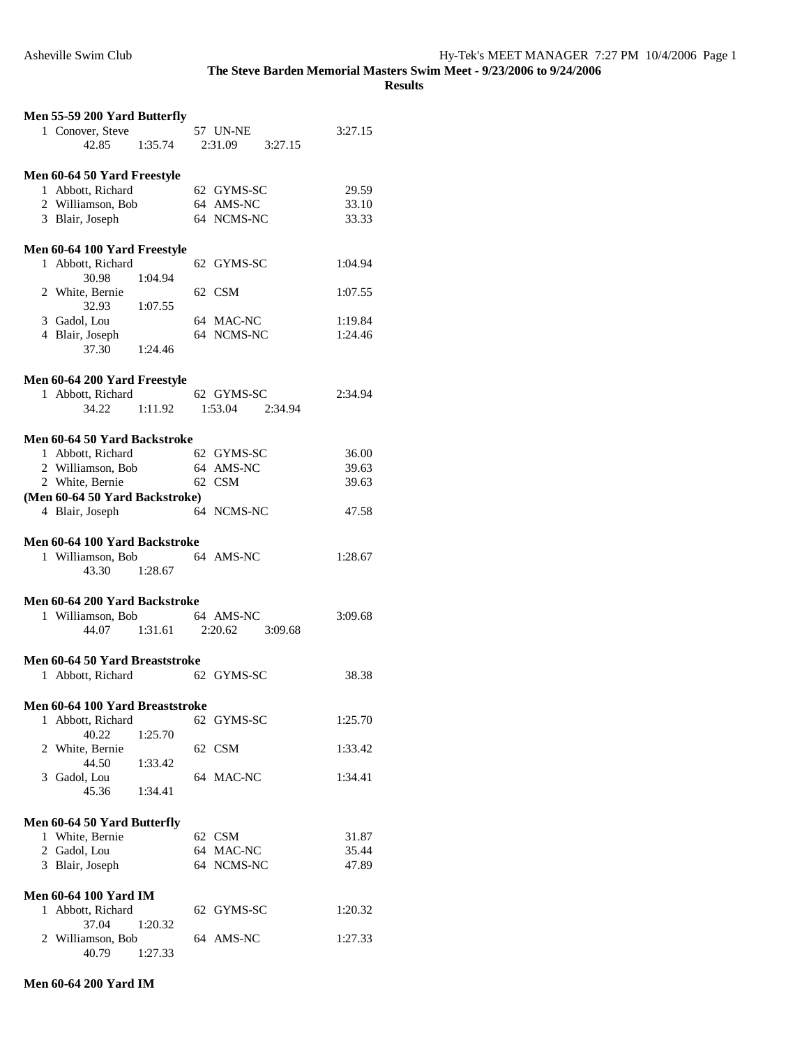**The Steve Barden Memorial Masters Swim Meet - 9/23/2006 to 9/24/2006**

**Results**

**Men 55-59 200 Yard Butterfly**

```
  1 Conover, Steve           57 UN-NE                3:27.15
        42.85     1:35.74     2:31.09     3:27.15
```

**Men 60-64 50 Yard Freestyle**

```
  1 Abbott, Richard          62 GYMS-SC                29.59
  2 Williamson, Bob          64 AMS-NC                 33.10
  3 Blair, Joseph            64 NCMS-NC                33.33
```

**Men 60-64 100 Yard Freestyle**

```
  1 Abbott, Richard          62 GYMS-SC              1:04.94
        30.98     1:04.94
  2 White, Bernie            62 CSM                  1:07.55
        32.93     1:07.55
  3 Gadol, Lou               64 MAC-NC               1:19.84
  4 Blair, Joseph            64 NCMS-NC              1:24.46
        37.30     1:24.46
```

**Men 60-64 200 Yard Freestyle**

```
  1 Abbott, Richard          62 GYMS-SC              2:34.94
        34.22     1:11.92     1:53.04     2:34.94
```

**Men 60-64 50 Yard Backstroke**

```
  1 Abbott, Richard          62 GYMS-SC                36.00
  2 Williamson, Bob          64 AMS-NC                 39.63
  2 White, Bernie            62 CSM                    39.63
```

**(Men 60-64 50 Yard Backstroke)**

```
  4 Blair, Joseph            64 NCMS-NC                47.58
```

**Men 60-64 100 Yard Backstroke**

```
  1 Williamson, Bob          64 AMS-NC               1:28.67
        43.30     1:28.67
```

**Men 60-64 200 Yard Backstroke**

```
  1 Williamson, Bob          64 AMS-NC               3:09.68
        44.07     1:31.61     2:20.62     3:09.68
```

**Men 60-64 50 Yard Breaststroke**

```
  1 Abbott, Richard          62 GYMS-SC                38.38
```

**Men 60-64 100 Yard Breaststroke**

```
  1 Abbott, Richard          62 GYMS-SC              1:25.70
        40.22     1:25.70
  2 White, Bernie            62 CSM                  1:33.42
        44.50     1:33.42
  3 Gadol, Lou               64 MAC-NC               1:34.41
        45.36     1:34.41
```

**Men 60-64 50 Yard Butterfly**

```
  1 White, Bernie            62 CSM                    31.87
  2 Gadol, Lou               64 MAC-NC                 35.44
  3 Blair, Joseph            64 NCMS-NC                47.89
```

**Men 60-64 100 Yard IM**

```
  1 Abbott, Richard          62 GYMS-SC              1:20.32
        37.04     1:20.32
  2 Williamson, Bob          64 AMS-NC               1:27.33
        40.79     1:27.33
```

**Men 60-64 200 Yard IM**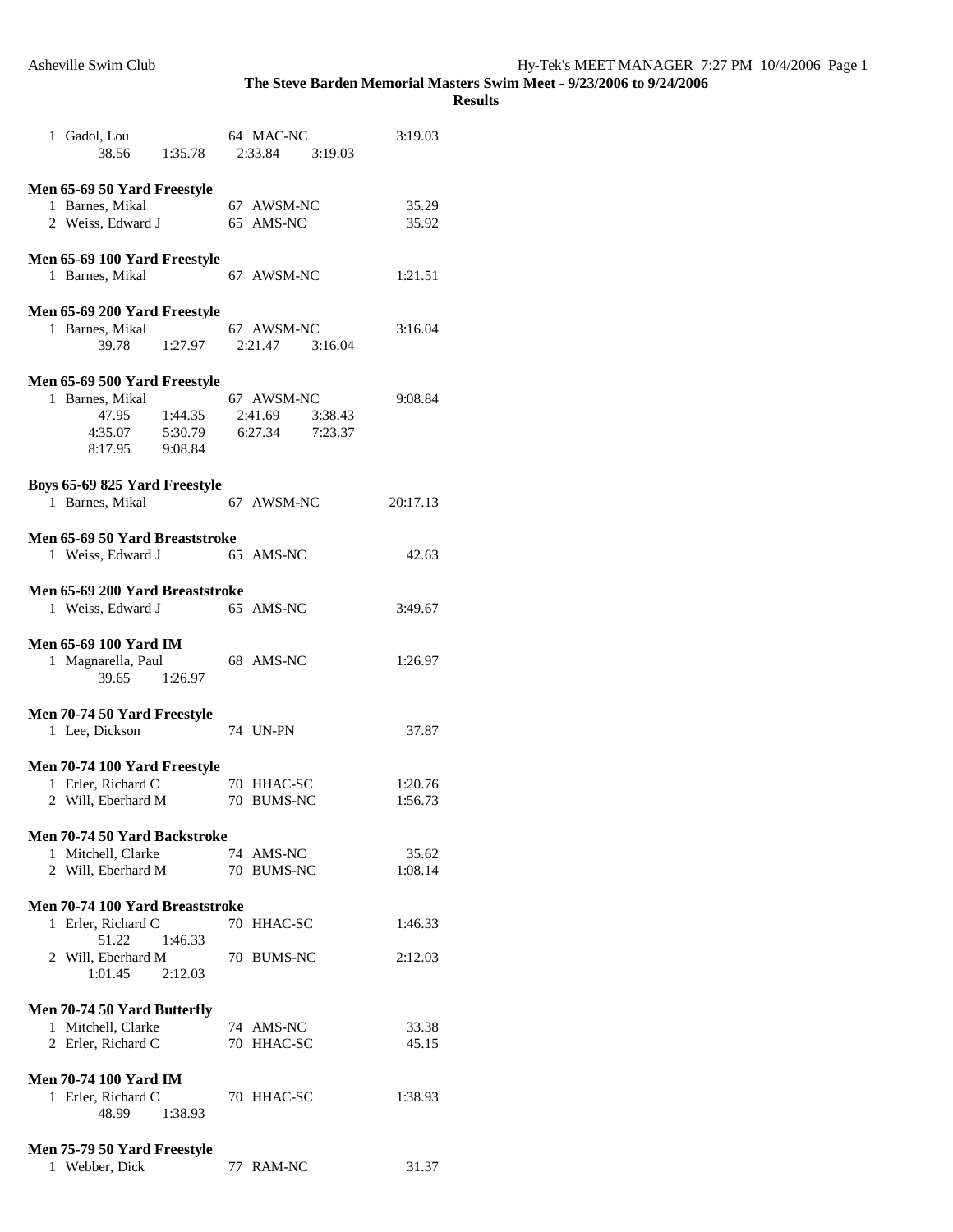| | | | |
|---|---|---|---|
| 1 Gadol, Lou | 64 | MAC-NC | 3:19.03 |
| 38.56 1:35.78 2:33.84 3:19.03 | | | |

**Men 65-69 50 Yard Freestyle**

| | | | |
|---|---|---|---|
| 1 Barnes, Mikal | 67 | AWSM-NC | 35.29 |
| 2 Weiss, Edward J | 65 | AMS-NC | 35.92 |

**Men 65-69 100 Yard Freestyle**

| | | | |
|---|---|---|---|
| 1 Barnes, Mikal | 67 | AWSM-NC | 1:21.51 |

**Men 65-69 200 Yard Freestyle**

| | | | |
|---|---|---|---|
| 1 Barnes, Mikal | 67 | AWSM-NC | 3:16.04 |
| 39.78 1:27.97 2:21.47 3:16.04 | | | |

**Men 65-69 500 Yard Freestyle**

| | | | |
|---|---|---|---|
| 1 Barnes, Mikal | 67 | AWSM-NC | 9:08.84 |
| 47.95 1:44.35 2:41.69 3:38.43 | | | |
| 4:35.07 5:30.79 6:27.34 7:23.37 | | | |
| 8:17.95 9:08.84 | | | |

**Boys 65-69 825 Yard Freestyle**

| | | | |
|---|---|---|---|
| 1 Barnes, Mikal | 67 | AWSM-NC | 20:17.13 |

**Men 65-69 50 Yard Breaststroke**

| | | | |
|---|---|---|---|
| 1 Weiss, Edward J | 65 | AMS-NC | 42.63 |

**Men 65-69 200 Yard Breaststroke**

| | | | |
|---|---|---|---|
| 1 Weiss, Edward J | 65 | AMS-NC | 3:49.67 |

**Men 65-69 100 Yard IM**

| | | | |
|---|---|---|---|
| 1 Magnarella, Paul | 68 | AMS-NC | 1:26.97 |
| 39.65 1:26.97 | | | |

**Men 70-74 50 Yard Freestyle**

| | | | |
|---|---|---|---|
| 1 Lee, Dickson | 74 | UN-PN | 37.87 |

**Men 70-74 100 Yard Freestyle**

| | | | |
|---|---|---|---|
| 1 Erler, Richard C | 70 | HHAC-SC | 1:20.76 |
| 2 Will, Eberhard M | 70 | BUMS-NC | 1:56.73 |

**Men 70-74 50 Yard Backstroke**

| | | | |
|---|---|---|---|
| 1 Mitchell, Clarke | 74 | AMS-NC | 35.62 |
| 2 Will, Eberhard M | 70 | BUMS-NC | 1:08.14 |

**Men 70-74 100 Yard Breaststroke**

| | | | |
|---|---|---|---|
| 1 Erler, Richard C | 70 | HHAC-SC | 1:46.33 |
| 51.22 1:46.33 | | | |
| 2 Will, Eberhard M | 70 | BUMS-NC | 2:12.03 |
| 1:01.45 2:12.03 | | | |

**Men 70-74 50 Yard Butterfly**

| | | | |
|---|---|---|---|
| 1 Mitchell, Clarke | 74 | AMS-NC | 33.38 |
| 2 Erler, Richard C | 70 | HHAC-SC | 45.15 |

**Men 70-74 100 Yard IM**

| | | | |
|---|---|---|---|
| 1 Erler, Richard C | 70 | HHAC-SC | 1:38.93 |
| 48.99 1:38.93 | | | |

**Men 75-79 50 Yard Freestyle**

| | | | |
|---|---|---|---|
| 1 Webber, Dick | 77 | RAM-NC | 31.37 |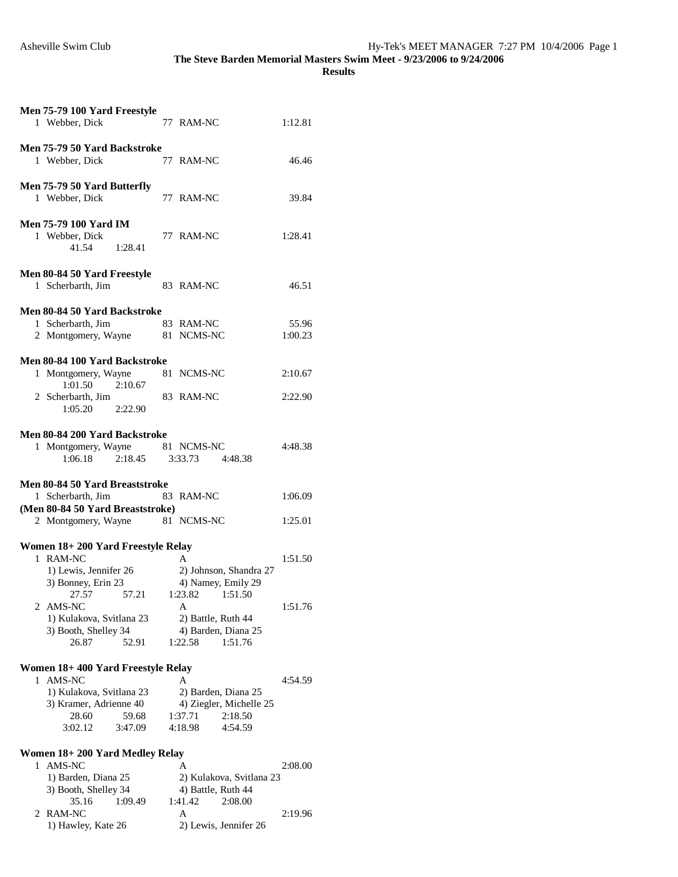**The Steve Barden Memorial Masters Swim Meet - 9/23/2006 to 9/24/2006**

**Results**

**Men 75-79 100 Yard Freestyle**

```
  1 Webber, Dick              77  RAM-NC                  1:12.81
```

**Men 75-79 50 Yard Backstroke**

```
  1 Webber, Dick              77  RAM-NC                    46.46
```

**Men 75-79 50 Yard Butterfly**

```
  1 Webber, Dick              77  RAM-NC                    39.84
```

**Men 75-79 100 Yard IM**

```
  1 Webber, Dick              77  RAM-NC                  1:28.41
        41.54      1:28.41
```

**Men 80-84 50 Yard Freestyle**

```
  1 Scherbarth, Jim           83  RAM-NC                    46.51
```

**Men 80-84 50 Yard Backstroke**

```
  1 Scherbarth, Jim           83  RAM-NC                    55.96
  2 Montgomery, Wayne         81  NCMS-NC                 1:00.23
```

**Men 80-84 100 Yard Backstroke**

```
  1 Montgomery, Wayne         81  NCMS-NC                 2:10.67
      1:01.50      2:10.67
  2 Scherbarth, Jim           83  RAM-NC                  2:22.90
      1:05.20      2:22.90
```

**Men 80-84 200 Yard Backstroke**

```
  1 Montgomery, Wayne         81  NCMS-NC                 4:48.38
      1:06.18      2:18.45      3:33.73      4:48.38
```

**Men 80-84 50 Yard Breaststroke**

```
  1 Scherbarth, Jim           83  RAM-NC                  1:06.09
```

**(Men 80-84 50 Yard Breaststroke)**

```
  2 Montgomery, Wayne         81  NCMS-NC                 1:25.01
```

**Women 18+ 200 Yard Freestyle Relay**

```
  1 RAM-NC                        A                       1:51.50
     1) Lewis, Jennifer 26          2) Johnson, Shandra 27
     3) Bonney, Erin 23             4) Namey, Emily 29
        27.57        57.21      1:23.82      1:51.50
  2 AMS-NC                        A                       1:51.76
     1) Kulakova, Svitlana 23       2) Battle, Ruth 44
     3) Booth, Shelley 34           4) Barden, Diana 25
        26.87        52.91      1:22.58      1:51.76
```

**Women 18+ 400 Yard Freestyle Relay**

```
  1 AMS-NC                        A                       4:54.59
     1) Kulakova, Svitlana 23       2) Barden, Diana 25
     3) Kramer, Adrienne 40         4) Ziegler, Michelle 25
        28.60        59.68      1:37.71      2:18.50
      3:02.12      3:47.09      4:18.98      4:54.59
```

**Women 18+ 200 Yard Medley Relay**

```
  1 AMS-NC                        A                       2:08.00
     1) Barden, Diana 25            2) Kulakova, Svitlana 23
     3) Booth, Shelley 34           4) Battle, Ruth 44
        35.16      1:09.49      1:41.42      2:08.00
  2 RAM-NC                        A                       2:19.96
     1) Hawley, Kate 26             2) Lewis, Jennifer 26
```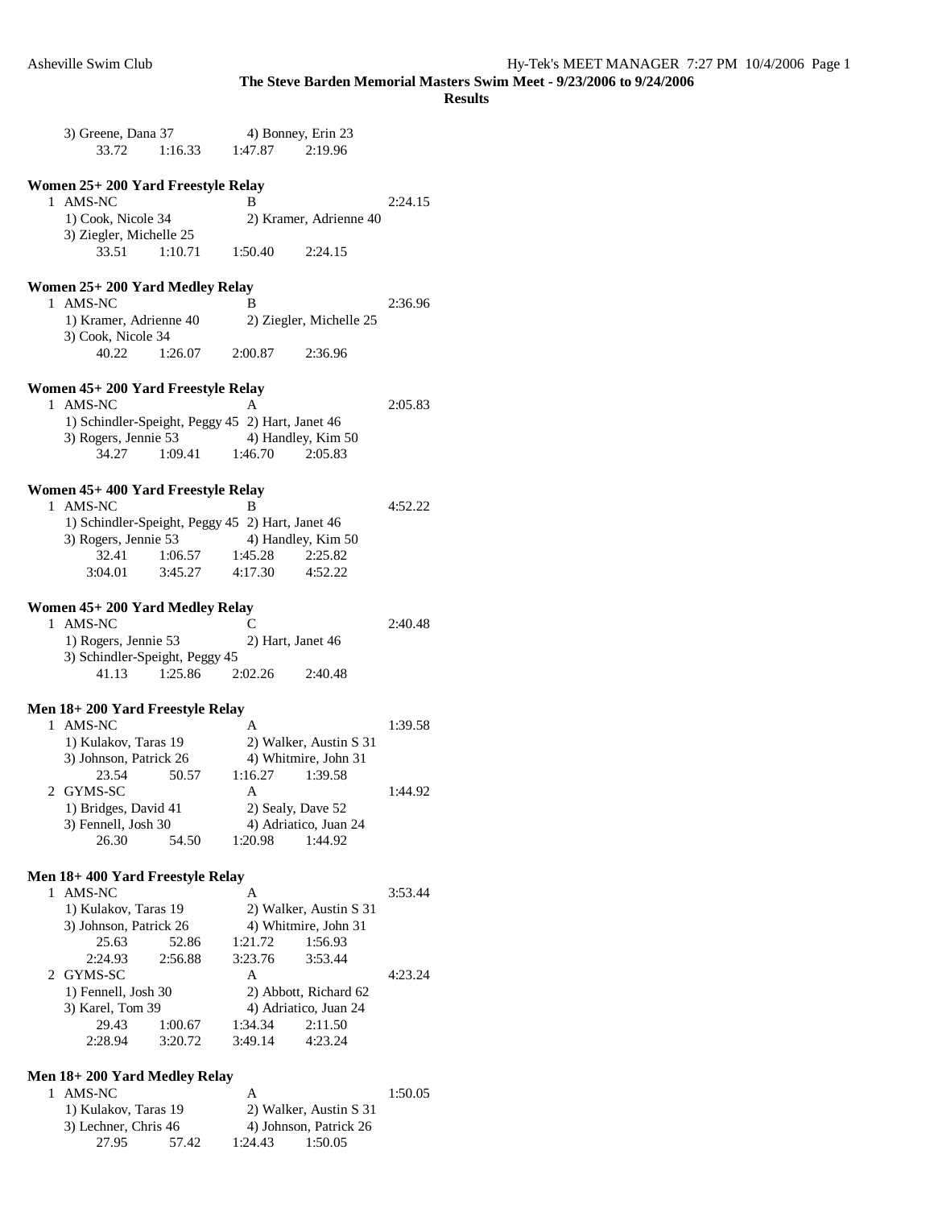**The Steve Barden Memorial Masters Swim Meet - 9/23/2006 to 9/24/2006**

**Results**

```
    3) Greene, Dana 37              4) Bonney, Erin 23
         33.72      1:16.33     1:47.87      2:19.96
```

**Women 25+ 200 Yard Freestyle Relay**

```
  1 AMS-NC                          B                          2:24.15
    1) Cook, Nicole 34              2) Kramer, Adrienne 40
    3) Ziegler, Michelle 25
         33.51      1:10.71     1:50.40      2:24.15
```

**Women 25+ 200 Yard Medley Relay**

```
  1 AMS-NC                          B                          2:36.96
    1) Kramer, Adrienne 40          2) Ziegler, Michelle 25
    3) Cook, Nicole 34
         40.22      1:26.07     2:00.87      2:36.96
```

**Women 45+ 200 Yard Freestyle Relay**

```
  1 AMS-NC                          A                          2:05.83
    1) Schindler-Speight, Peggy 45  2) Hart, Janet 46
    3) Rogers, Jennie 53            4) Handley, Kim 50
         34.27      1:09.41     1:46.70      2:05.83
```

**Women 45+ 400 Yard Freestyle Relay**

```
  1 AMS-NC                          B                          4:52.22
    1) Schindler-Speight, Peggy 45  2) Hart, Janet 46
    3) Rogers, Jennie 53            4) Handley, Kim 50
         32.41      1:06.57     1:45.28      2:25.82
       3:04.01      3:45.27     4:17.30      4:52.22
```

**Women 45+ 200 Yard Medley Relay**

```
  1 AMS-NC                          C                          2:40.48
    1) Rogers, Jennie 53            2) Hart, Janet 46
    3) Schindler-Speight, Peggy 45
         41.13      1:25.86     2:02.26      2:40.48
```

**Men 18+ 200 Yard Freestyle Relay**

```
  1 AMS-NC                          A                          1:39.58
    1) Kulakov, Taras 19            2) Walker, Austin S 31
    3) Johnson, Patrick 26          4) Whitmire, John 31
         23.54        50.57     1:16.27      1:39.58
  2 GYMS-SC                         A                          1:44.92
    1) Bridges, David 41            2) Sealy, Dave 52
    3) Fennell, Josh 30             4) Adriatico, Juan 24
         26.30        54.50     1:20.98      1:44.92
```

**Men 18+ 400 Yard Freestyle Relay**

```
  1 AMS-NC                          A                          3:53.44
    1) Kulakov, Taras 19            2) Walker, Austin S 31
    3) Johnson, Patrick 26          4) Whitmire, John 31
         25.63        52.86     1:21.72      1:56.93
       2:24.93      2:56.88     3:23.76      3:53.44
  2 GYMS-SC                         A                          4:23.24
    1) Fennell, Josh 30             2) Abbott, Richard 62
    3) Karel, Tom 39                4) Adriatico, Juan 24
         29.43      1:00.67     1:34.34      2:11.50
       2:28.94      3:20.72     3:49.14      4:23.24
```

**Men 18+ 200 Yard Medley Relay**

```
  1 AMS-NC                          A                          1:50.05
    1) Kulakov, Taras 19            2) Walker, Austin S 31
    3) Lechner, Chris 46            4) Johnson, Patrick 26
         27.95        57.42     1:24.43      1:50.05
```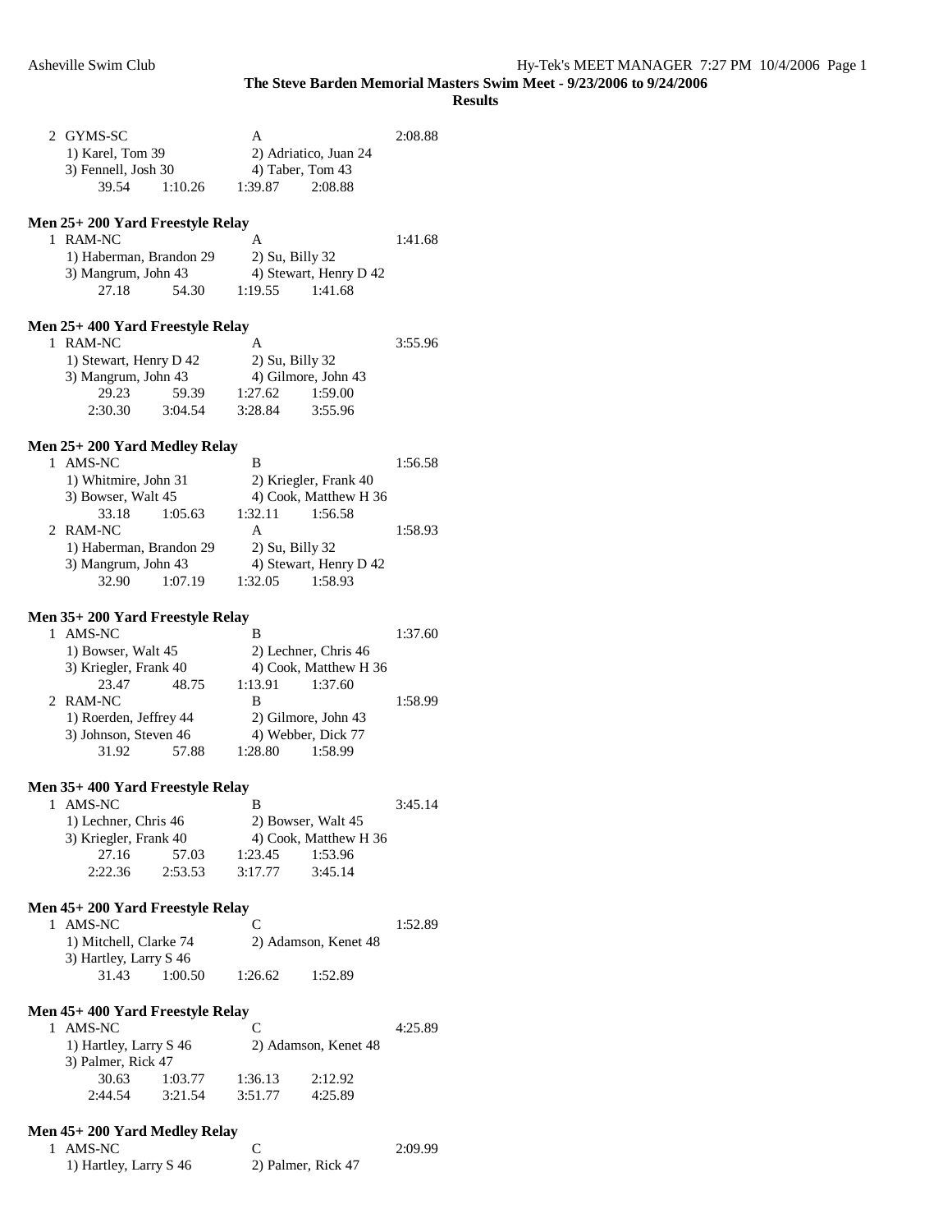**The Steve Barden Memorial Masters Swim Meet - 9/23/2006 to 9/24/2006**

**Results**

```
  2 GYMS-SC                           A                         2:08.88
     1) Karel, Tom 39                 2) Adriatico, Juan 24
     3) Fennell, Josh 30              4) Taber, Tom 43
          39.54      1:10.26      1:39.87      2:08.88
```

**Men 25+ 200 Yard Freestyle Relay**

```
  1 RAM-NC                            A                         1:41.68
     1) Haberman, Brandon 29          2) Su, Billy 32
     3) Mangrum, John 43              4) Stewart, Henry D 42
          27.18        54.30      1:19.55      1:41.68
```

**Men 25+ 400 Yard Freestyle Relay**

```
  1 RAM-NC                            A                         3:55.96
     1) Stewart, Henry D 42           2) Su, Billy 32
     3) Mangrum, John 43              4) Gilmore, John 43
          29.23        59.39      1:27.62      1:59.00
        2:30.30      3:04.54      3:28.84      3:55.96
```

**Men 25+ 200 Yard Medley Relay**

```
  1 AMS-NC                            B                         1:56.58
     1) Whitmire, John 31             2) Kriegler, Frank 40
     3) Bowser, Walt 45               4) Cook, Matthew H 36
          33.18      1:05.63      1:32.11      1:56.58
  2 RAM-NC                            A                         1:58.93
     1) Haberman, Brandon 29          2) Su, Billy 32
     3) Mangrum, John 43              4) Stewart, Henry D 42
          32.90      1:07.19      1:32.05      1:58.93
```

**Men 35+ 200 Yard Freestyle Relay**

```
  1 AMS-NC                            B                         1:37.60
     1) Bowser, Walt 45               2) Lechner, Chris 46
     3) Kriegler, Frank 40            4) Cook, Matthew H 36
          23.47        48.75      1:13.91      1:37.60
  2 RAM-NC                            B                         1:58.99
     1) Roerden, Jeffrey 44           2) Gilmore, John 43
     3) Johnson, Steven 46            4) Webber, Dick 77
          31.92        57.88      1:28.80      1:58.99
```

**Men 35+ 400 Yard Freestyle Relay**

```
  1 AMS-NC                            B                         3:45.14
     1) Lechner, Chris 46             2) Bowser, Walt 45
     3) Kriegler, Frank 40            4) Cook, Matthew H 36
          27.16        57.03      1:23.45      1:53.96
        2:22.36      2:53.53      3:17.77      3:45.14
```

**Men 45+ 200 Yard Freestyle Relay**

```
  1 AMS-NC                            C                         1:52.89
     1) Mitchell, Clarke 74           2) Adamson, Kenet 48
     3) Hartley, Larry S 46
          31.43      1:00.50      1:26.62      1:52.89
```

**Men 45+ 400 Yard Freestyle Relay**

```
  1 AMS-NC                            C                         4:25.89
     1) Hartley, Larry S 46           2) Adamson, Kenet 48
     3) Palmer, Rick 47
          30.63      1:03.77      1:36.13      2:12.92
        2:44.54      3:21.54      3:51.77      4:25.89
```

**Men 45+ 200 Yard Medley Relay**

```
  1 AMS-NC                            C                         2:09.99
     1) Hartley, Larry S 46           2) Palmer, Rick 47
```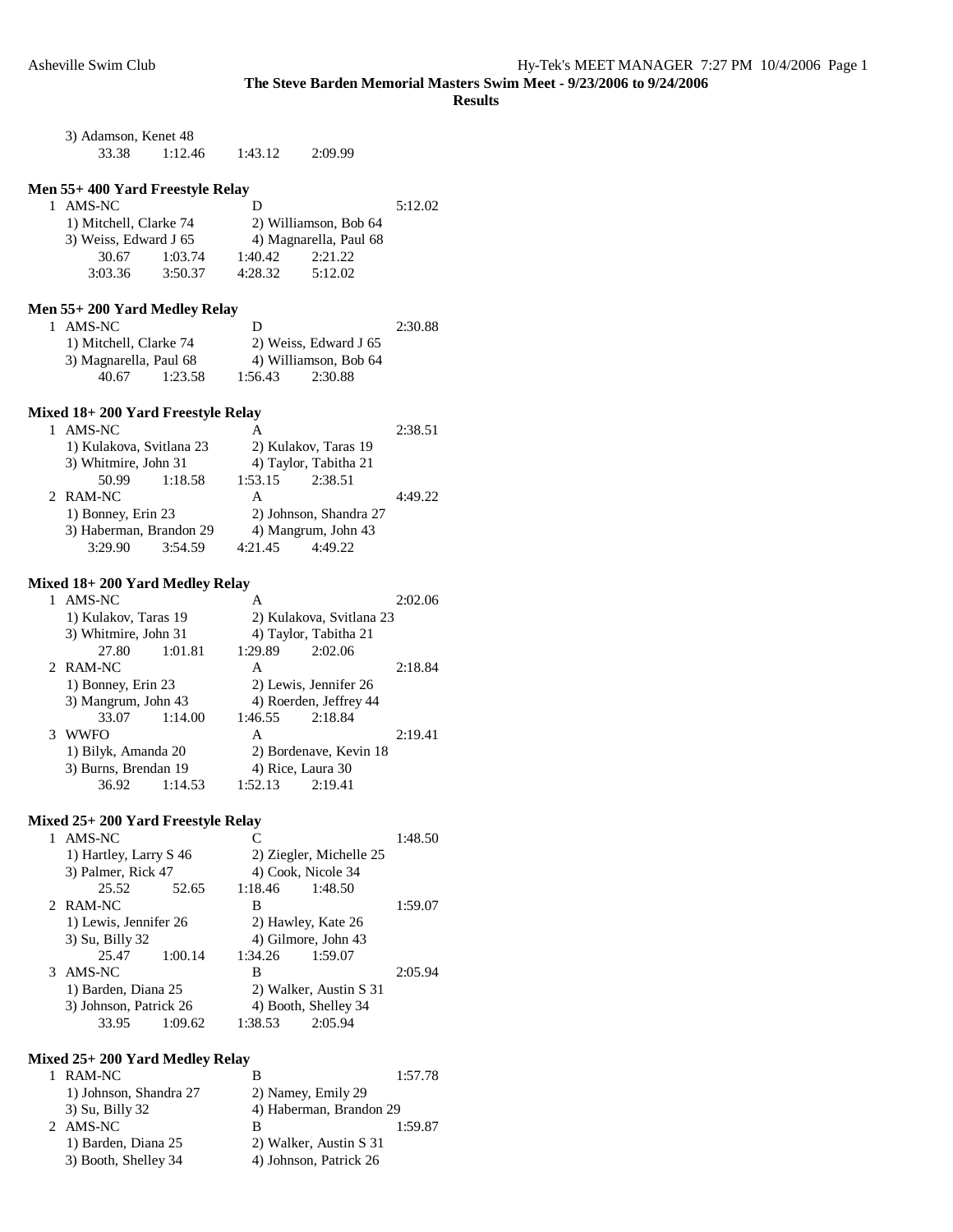3) Adamson, Kenet 48

33.38 1:12.46 1:43.12 2:09.99

**Men 55+ 400 Yard Freestyle Relay**

1 AMS-NC D 5:12.02

1) Mitchell, Clarke 74 2) Williamson, Bob 64

3) Weiss, Edward J 65 4) Magnarella, Paul 68

30.67 1:03.74 1:40.42 2:21.22

3:03.36 3:50.37 4:28.32 5:12.02

**Men 55+ 200 Yard Medley Relay**

1 AMS-NC D 2:30.88

1) Mitchell, Clarke 74 2) Weiss, Edward J 65

3) Magnarella, Paul 68 4) Williamson, Bob 64

40.67 1:23.58 1:56.43 2:30.88

**Mixed 18+ 200 Yard Freestyle Relay**

1 AMS-NC A 2:38.51

1) Kulakova, Svitlana 23 2) Kulakov, Taras 19

3) Whitmire, John 31 4) Taylor, Tabitha 21

50.99 1:18.58 1:53.15 2:38.51

2 RAM-NC A 4:49.22

1) Bonney, Erin 23 2) Johnson, Shandra 27

3) Haberman, Brandon 29 4) Mangrum, John 43

3:29.90 3:54.59 4:21.45 4:49.22

**Mixed 18+ 200 Yard Medley Relay**

1 AMS-NC A 2:02.06

1) Kulakov, Taras 19 2) Kulakova, Svitlana 23

3) Whitmire, John 31 4) Taylor, Tabitha 21

27.80 1:01.81 1:29.89 2:02.06

2 RAM-NC A 2:18.84

1) Bonney, Erin 23 2) Lewis, Jennifer 26

3) Mangrum, John 43 4) Roerden, Jeffrey 44

33.07 1:14.00 1:46.55 2:18.84

3 WWFO A 2:19.41

1) Bilyk, Amanda 20 2) Bordenave, Kevin 18

3) Burns, Brendan 19 4) Rice, Laura 30

36.92 1:14.53 1:52.13 2:19.41

**Mixed 25+ 200 Yard Freestyle Relay**

1 AMS-NC C 1:48.50

1) Hartley, Larry S 46 2) Ziegler, Michelle 25

3) Palmer, Rick 47 4) Cook, Nicole 34

25.52 52.65 1:18.46 1:48.50

2 RAM-NC B 1:59.07

1) Lewis, Jennifer 26 2) Hawley, Kate 26

3) Su, Billy 32 4) Gilmore, John 43

25.47 1:00.14 1:34.26 1:59.07

3 AMS-NC B 2:05.94

1) Barden, Diana 25 2) Walker, Austin S 31

3) Johnson, Patrick 26 4) Booth, Shelley 34

33.95 1:09.62 1:38.53 2:05.94

**Mixed 25+ 200 Yard Medley Relay**

1 RAM-NC B 1:57.78

1) Johnson, Shandra 27 2) Namey, Emily 29

3) Su, Billy 32 4) Haberman, Brandon 29

2 AMS-NC B 1:59.87

1) Barden, Diana 25 2) Walker, Austin S 31

3) Booth, Shelley 34 4) Johnson, Patrick 26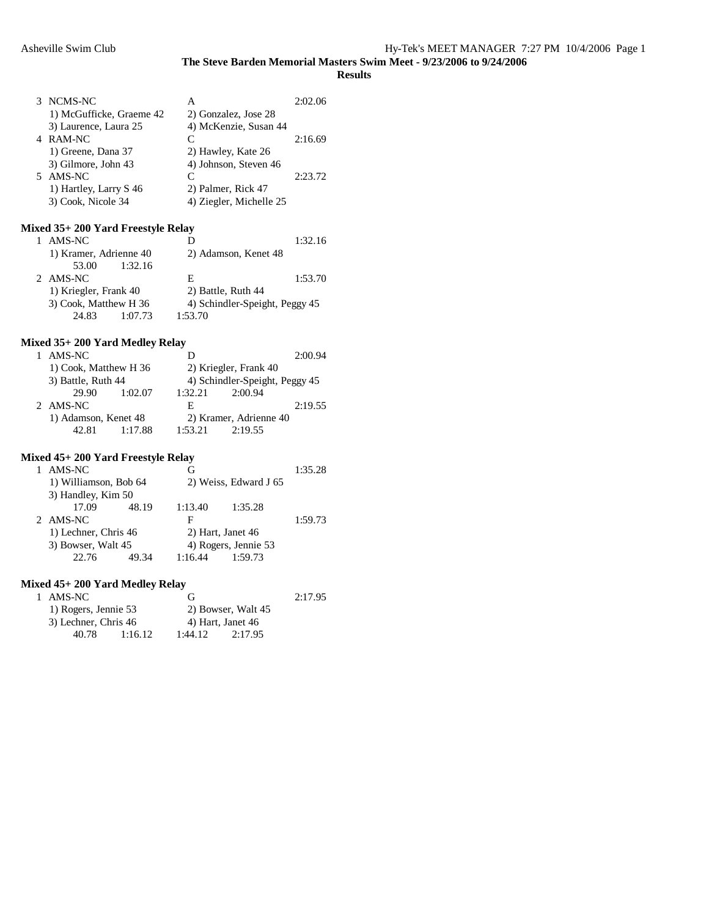**The Steve Barden Memorial Masters Swim Meet - 9/23/2006 to 9/24/2006**

**Results**

```
  3 NCMS-NC                     A                       2:02.06
     1) McGufficke, Graeme 42     2) Gonzalez, Jose 28
     3) Laurence, Laura 25        4) McKenzie, Susan 44
  4 RAM-NC                      C                       2:16.69
     1) Greene, Dana 37           2) Hawley, Kate 26
     3) Gilmore, John 43          4) Johnson, Steven 46
  5 AMS-NC                      C                       2:23.72
     1) Hartley, Larry S 46       2) Palmer, Rick 47
     3) Cook, Nicole 34           4) Ziegler, Michelle 25
```

### Mixed 35+ 200 Yard Freestyle Relay

```
  1 AMS-NC                      D                       1:32.16
     1) Kramer, Adrienne 40       2) Adamson, Kenet 48
        53.00     1:32.16
  2 AMS-NC                      E                       1:53.70
     1) Kriegler, Frank 40        2) Battle, Ruth 44
     3) Cook, Matthew H 36        4) Schindler-Speight, Peggy 45
        24.83     1:07.73     1:53.70
```

### Mixed 35+ 200 Yard Medley Relay

```
  1 AMS-NC                      D                       2:00.94
     1) Cook, Matthew H 36        2) Kriegler, Frank 40
     3) Battle, Ruth 44           4) Schindler-Speight, Peggy 45
        29.90     1:02.07     1:32.21     2:00.94
  2 AMS-NC                      E                       2:19.55
     1) Adamson, Kenet 48         2) Kramer, Adrienne 40
        42.81     1:17.88     1:53.21     2:19.55
```

### Mixed 45+ 200 Yard Freestyle Relay

```
  1 AMS-NC                      G                       1:35.28
     1) Williamson, Bob 64        2) Weiss, Edward J 65
     3) Handley, Kim 50
        17.09       48.19     1:13.40     1:35.28
  2 AMS-NC                      F                       1:59.73
     1) Lechner, Chris 46         2) Hart, Janet 46
     3) Bowser, Walt 45           4) Rogers, Jennie 53
        22.76       49.34     1:16.44     1:59.73
```

### Mixed 45+ 200 Yard Medley Relay

```
  1 AMS-NC                      G                       2:17.95
     1) Rogers, Jennie 53         2) Bowser, Walt 45
     3) Lechner, Chris 46         4) Hart, Janet 46
        40.78     1:16.12     1:44.12     2:17.95
```